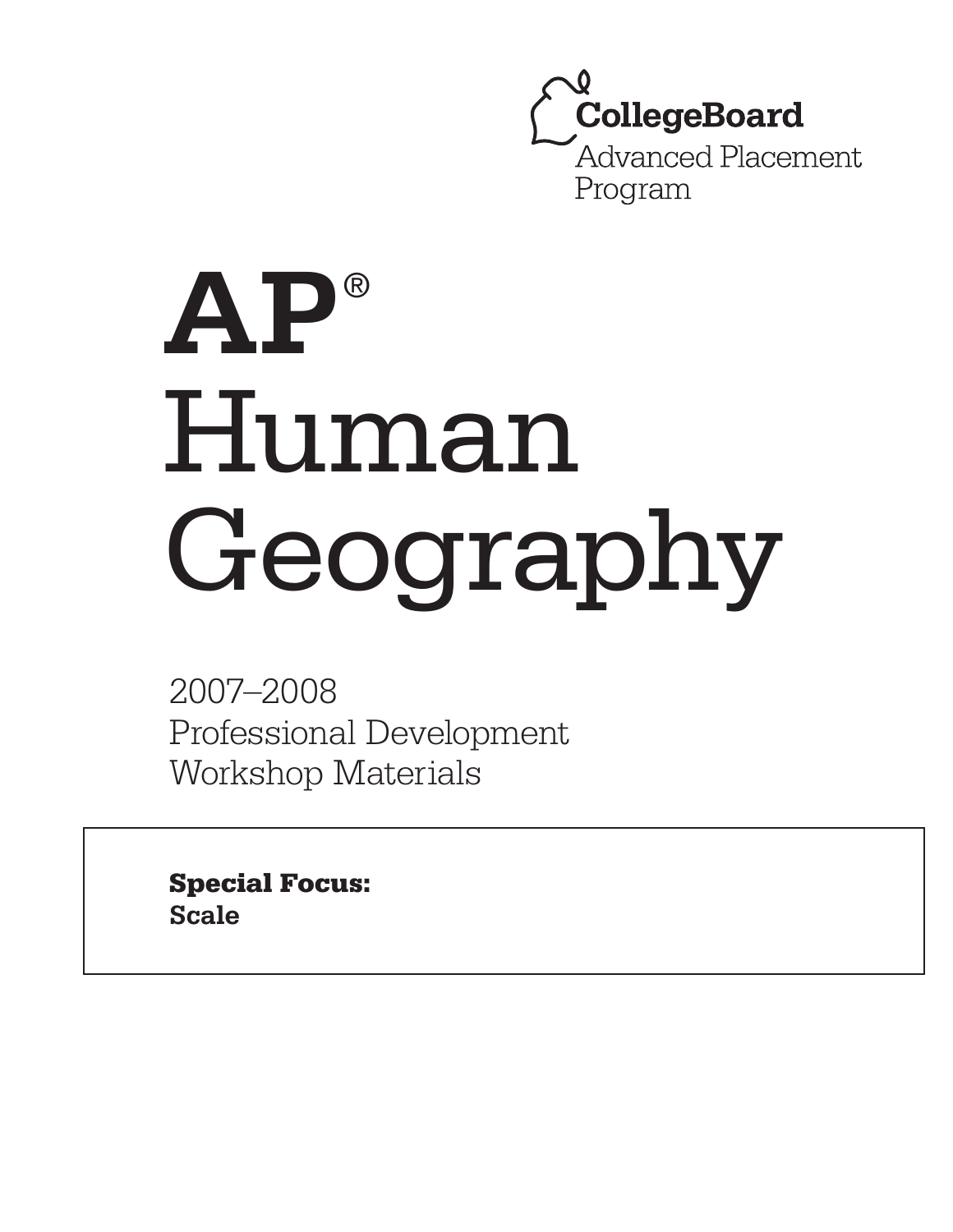CollegeBoard

Advanced Placement Program

# AP® Human Geography

2007–2008
Professional Development
Workshop Materials

**Special Focus:**
**Scale**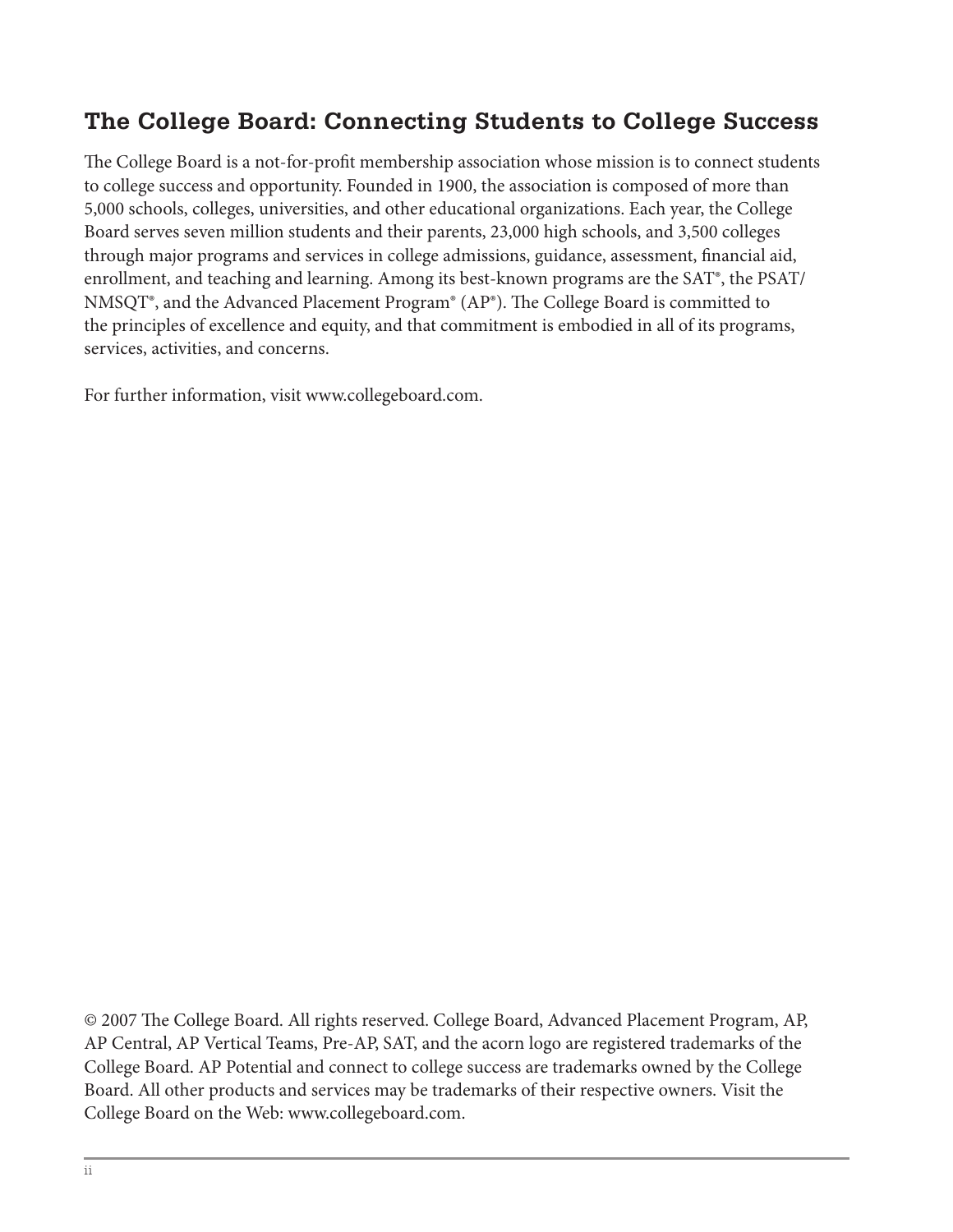## The College Board: Connecting Students to College Success

The College Board is a not-for-profit membership association whose mission is to connect students to college success and opportunity. Founded in 1900, the association is composed of more than 5,000 schools, colleges, universities, and other educational organizations. Each year, the College Board serves seven million students and their parents, 23,000 high schools, and 3,500 colleges through major programs and services in college admissions, guidance, assessment, financial aid, enrollment, and teaching and learning. Among its best-known programs are the SAT®, the PSAT/NMSQT®, and the Advanced Placement Program® (AP®). The College Board is committed to the principles of excellence and equity, and that commitment is embodied in all of its programs, services, activities, and concerns.

For further information, visit www.collegeboard.com.

© 2007 The College Board. All rights reserved. College Board, Advanced Placement Program, AP, AP Central, AP Vertical Teams, Pre-AP, SAT, and the acorn logo are registered trademarks of the College Board. AP Potential and connect to college success are trademarks owned by the College Board. All other products and services may be trademarks of their respective owners. Visit the College Board on the Web: www.collegeboard.com.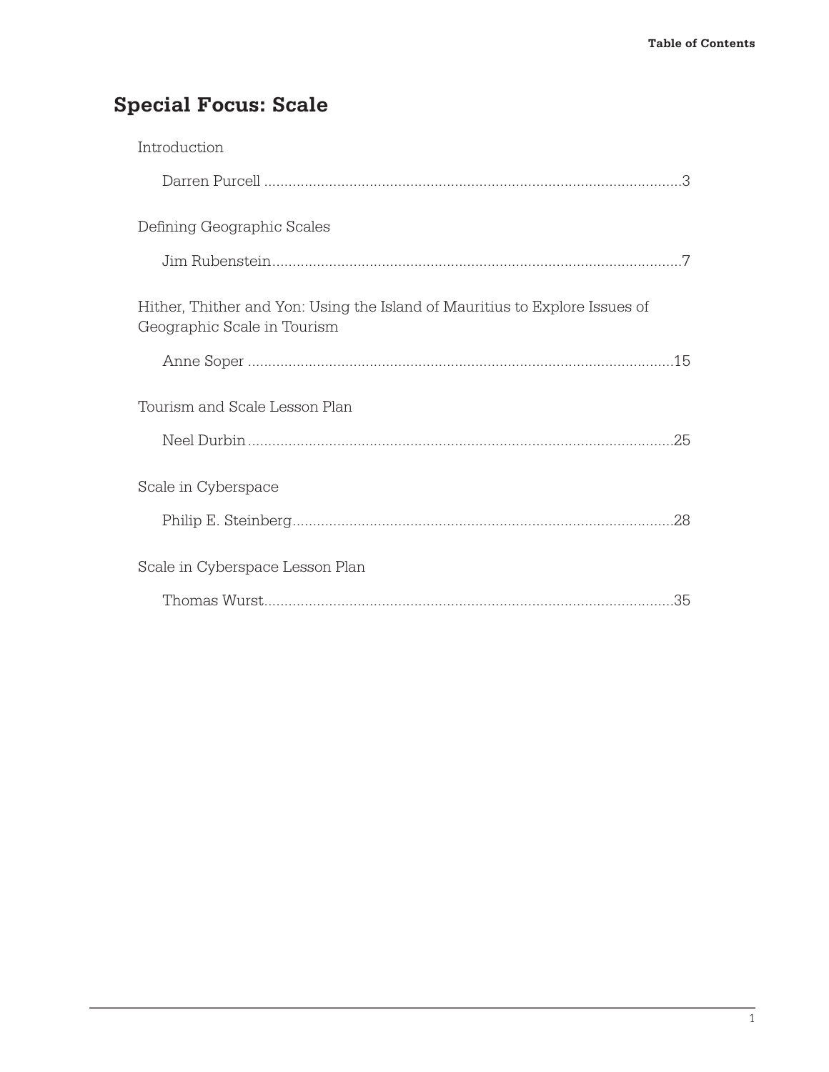# Special Focus: Scale

Introduction

Darren Purcell ........................................................................................................3

Defining Geographic Scales

Jim Rubenstein........................................................................................................7

Hither, Thither and Yon: Using the Island of Mauritius to Explore Issues of Geographic Scale in Tourism

Anne Soper ...........................................................................................................15

Tourism and Scale Lesson Plan

Neel Durbin...........................................................................................................25

Scale in Cyberspace

Philip E. Steinberg...............................................................................................28

Scale in Cyberspace Lesson Plan

Thomas Wurst.......................................................................................................35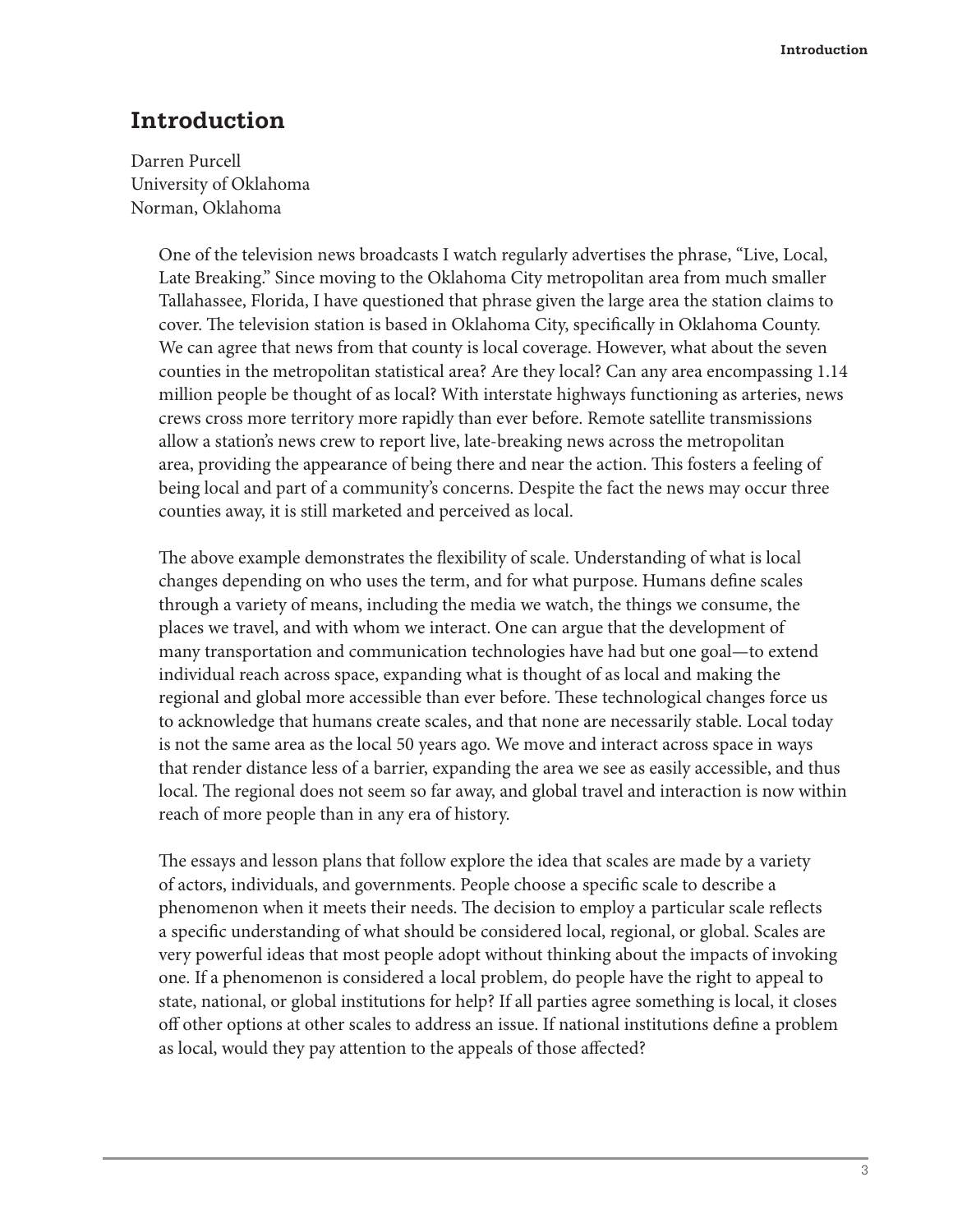# Introduction

Darren Purcell
University of Oklahoma
Norman, Oklahoma

One of the television news broadcasts I watch regularly advertises the phrase, "Live, Local, Late Breaking." Since moving to the Oklahoma City metropolitan area from much smaller Tallahassee, Florida, I have questioned that phrase given the large area the station claims to cover. The television station is based in Oklahoma City, specifically in Oklahoma County. We can agree that news from that county is local coverage. However, what about the seven counties in the metropolitan statistical area? Are they local? Can any area encompassing 1.14 million people be thought of as local? With interstate highways functioning as arteries, news crews cross more territory more rapidly than ever before. Remote satellite transmissions allow a station's news crew to report live, late-breaking news across the metropolitan area, providing the appearance of being there and near the action. This fosters a feeling of being local and part of a community's concerns. Despite the fact the news may occur three counties away, it is still marketed and perceived as local.

The above example demonstrates the flexibility of scale. Understanding of what is local changes depending on who uses the term, and for what purpose. Humans define scales through a variety of means, including the media we watch, the things we consume, the places we travel, and with whom we interact. One can argue that the development of many transportation and communication technologies have had but one goal—to extend individual reach across space, expanding what is thought of as local and making the regional and global more accessible than ever before. These technological changes force us to acknowledge that humans create scales, and that none are necessarily stable. Local today is not the same area as the local 50 years ago. We move and interact across space in ways that render distance less of a barrier, expanding the area we see as easily accessible, and thus local. The regional does not seem so far away, and global travel and interaction is now within reach of more people than in any era of history.

The essays and lesson plans that follow explore the idea that scales are made by a variety of actors, individuals, and governments. People choose a specific scale to describe a phenomenon when it meets their needs. The decision to employ a particular scale reflects a specific understanding of what should be considered local, regional, or global. Scales are very powerful ideas that most people adopt without thinking about the impacts of invoking one. If a phenomenon is considered a local problem, do people have the right to appeal to state, national, or global institutions for help? If all parties agree something is local, it closes off other options at other scales to address an issue. If national institutions define a problem as local, would they pay attention to the appeals of those affected?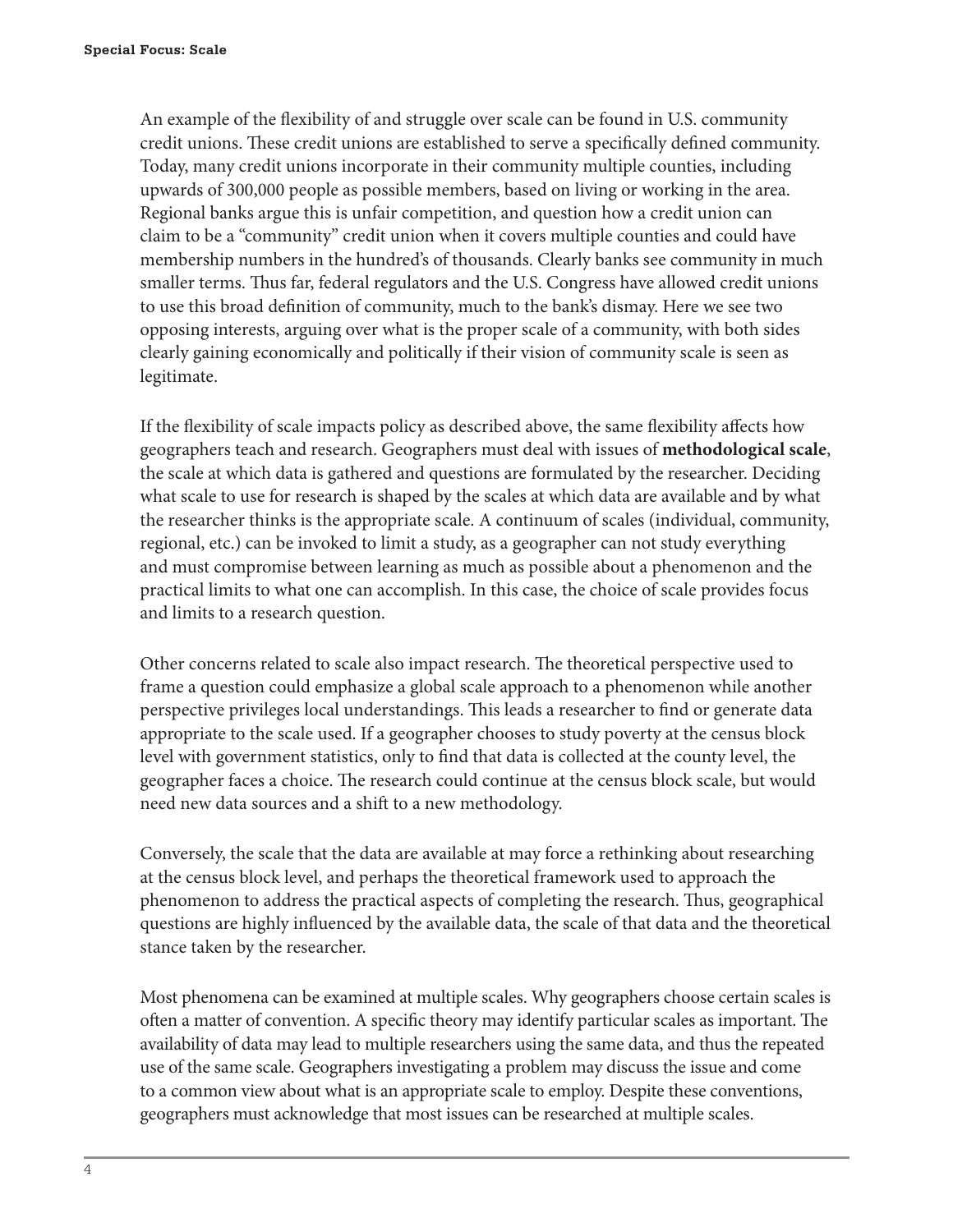An example of the flexibility of and struggle over scale can be found in U.S. community credit unions. These credit unions are established to serve a specifically defined community. Today, many credit unions incorporate in their community multiple counties, including upwards of 300,000 people as possible members, based on living or working in the area. Regional banks argue this is unfair competition, and question how a credit union can claim to be a "community" credit union when it covers multiple counties and could have membership numbers in the hundred's of thousands. Clearly banks see community in much smaller terms. Thus far, federal regulators and the U.S. Congress have allowed credit unions to use this broad definition of community, much to the bank's dismay. Here we see two opposing interests, arguing over what is the proper scale of a community, with both sides clearly gaining economically and politically if their vision of community scale is seen as legitimate.

If the flexibility of scale impacts policy as described above, the same flexibility affects how geographers teach and research. Geographers must deal with issues of **methodological scale**, the scale at which data is gathered and questions are formulated by the researcher. Deciding what scale to use for research is shaped by the scales at which data are available and by what the researcher thinks is the appropriate scale. A continuum of scales (individual, community, regional, etc.) can be invoked to limit a study, as a geographer can not study everything and must compromise between learning as much as possible about a phenomenon and the practical limits to what one can accomplish. In this case, the choice of scale provides focus and limits to a research question.

Other concerns related to scale also impact research. The theoretical perspective used to frame a question could emphasize a global scale approach to a phenomenon while another perspective privileges local understandings. This leads a researcher to find or generate data appropriate to the scale used. If a geographer chooses to study poverty at the census block level with government statistics, only to find that data is collected at the county level, the geographer faces a choice. The research could continue at the census block scale, but would need new data sources and a shift to a new methodology.

Conversely, the scale that the data are available at may force a rethinking about researching at the census block level, and perhaps the theoretical framework used to approach the phenomenon to address the practical aspects of completing the research. Thus, geographical questions are highly influenced by the available data, the scale of that data and the theoretical stance taken by the researcher.

Most phenomena can be examined at multiple scales. Why geographers choose certain scales is often a matter of convention. A specific theory may identify particular scales as important. The availability of data may lead to multiple researchers using the same data, and thus the repeated use of the same scale. Geographers investigating a problem may discuss the issue and come to a common view about what is an appropriate scale to employ. Despite these conventions, geographers must acknowledge that most issues can be researched at multiple scales.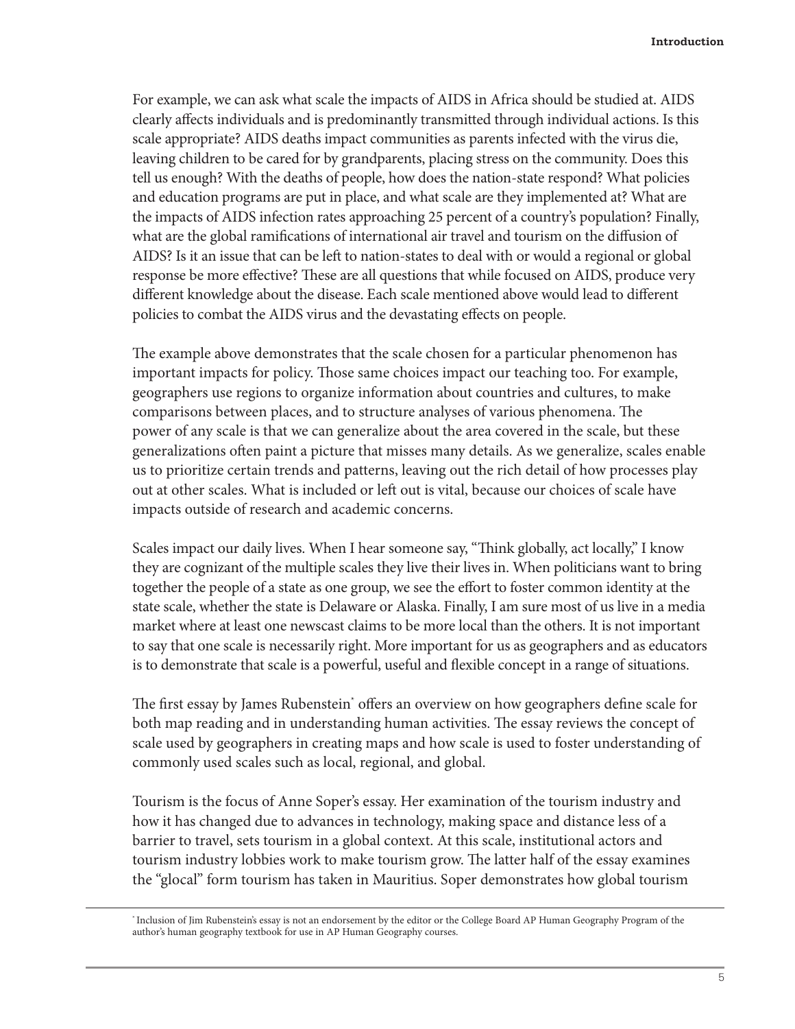For example, we can ask what scale the impacts of AIDS in Africa should be studied at. AIDS clearly affects individuals and is predominantly transmitted through individual actions. Is this scale appropriate? AIDS deaths impact communities as parents infected with the virus die, leaving children to be cared for by grandparents, placing stress on the community. Does this tell us enough? With the deaths of people, how does the nation-state respond? What policies and education programs are put in place, and what scale are they implemented at? What are the impacts of AIDS infection rates approaching 25 percent of a country's population? Finally, what are the global ramifications of international air travel and tourism on the diffusion of AIDS? Is it an issue that can be left to nation-states to deal with or would a regional or global response be more effective? These are all questions that while focused on AIDS, produce very different knowledge about the disease. Each scale mentioned above would lead to different policies to combat the AIDS virus and the devastating effects on people.

The example above demonstrates that the scale chosen for a particular phenomenon has important impacts for policy. Those same choices impact our teaching too. For example, geographers use regions to organize information about countries and cultures, to make comparisons between places, and to structure analyses of various phenomena. The power of any scale is that we can generalize about the area covered in the scale, but these generalizations often paint a picture that misses many details. As we generalize, scales enable us to prioritize certain trends and patterns, leaving out the rich detail of how processes play out at other scales. What is included or left out is vital, because our choices of scale have impacts outside of research and academic concerns.

Scales impact our daily lives. When I hear someone say, "Think globally, act locally," I know they are cognizant of the multiple scales they live their lives in. When politicians want to bring together the people of a state as one group, we see the effort to foster common identity at the state scale, whether the state is Delaware or Alaska. Finally, I am sure most of us live in a media market where at least one newscast claims to be more local than the others. It is not important to say that one scale is necessarily right. More important for us as geographers and as educators is to demonstrate that scale is a powerful, useful and flexible concept in a range of situations.

The first essay by James Rubenstein* offers an overview on how geographers define scale for both map reading and in understanding human activities. The essay reviews the concept of scale used by geographers in creating maps and how scale is used to foster understanding of commonly used scales such as local, regional, and global.

Tourism is the focus of Anne Soper's essay. Her examination of the tourism industry and how it has changed due to advances in technology, making space and distance less of a barrier to travel, sets tourism in a global context. At this scale, institutional actors and tourism industry lobbies work to make tourism grow. The latter half of the essay examines the "glocal" form tourism has taken in Mauritius. Soper demonstrates how global tourism

---

* Inclusion of Jim Rubenstein's essay is not an endorsement by the editor or the College Board AP Human Geography Program of the author's human geography textbook for use in AP Human Geography courses.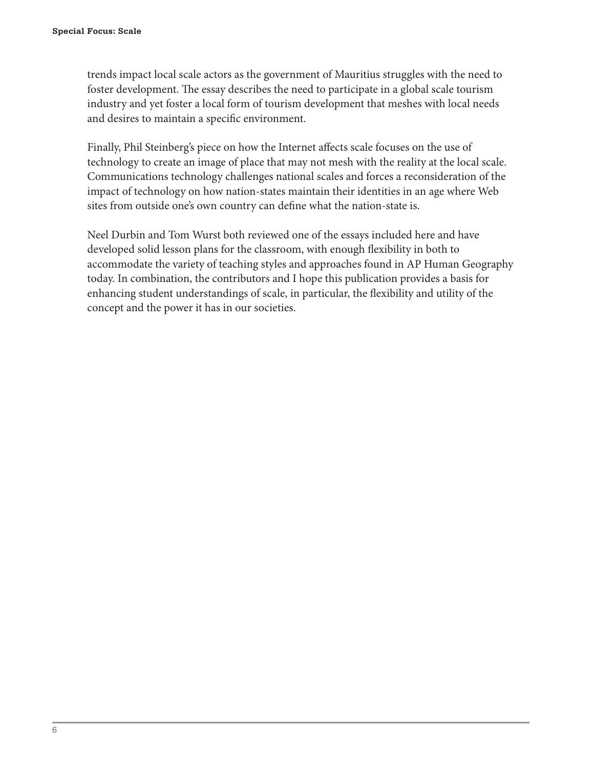trends impact local scale actors as the government of Mauritius struggles with the need to foster development. The essay describes the need to participate in a global scale tourism industry and yet foster a local form of tourism development that meshes with local needs and desires to maintain a specific environment.

Finally, Phil Steinberg's piece on how the Internet affects scale focuses on the use of technology to create an image of place that may not mesh with the reality at the local scale. Communications technology challenges national scales and forces a reconsideration of the impact of technology on how nation-states maintain their identities in an age where Web sites from outside one's own country can define what the nation-state is.

Neel Durbin and Tom Wurst both reviewed one of the essays included here and have developed solid lesson plans for the classroom, with enough flexibility in both to accommodate the variety of teaching styles and approaches found in AP Human Geography today. In combination, the contributors and I hope this publication provides a basis for enhancing student understandings of scale, in particular, the flexibility and utility of the concept and the power it has in our societies.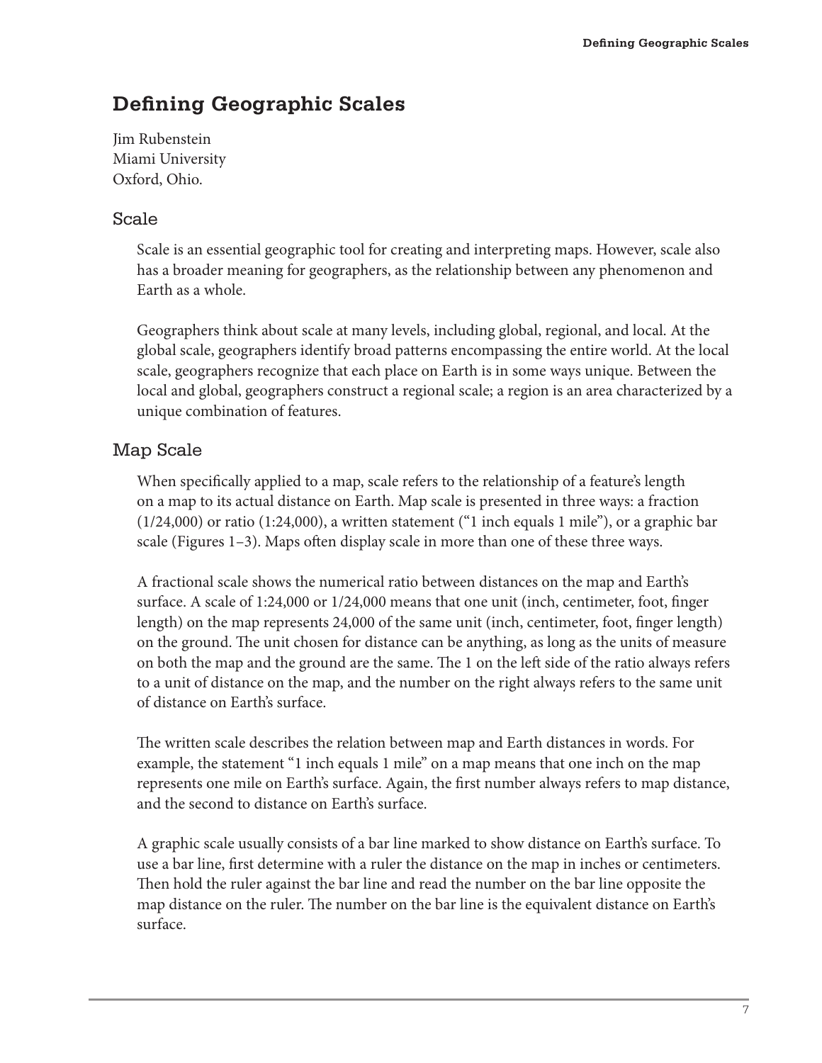# Defining Geographic Scales

Jim Rubenstein
Miami University
Oxford, Ohio.

## Scale

Scale is an essential geographic tool for creating and interpreting maps. However, scale also has a broader meaning for geographers, as the relationship between any phenomenon and Earth as a whole.

Geographers think about scale at many levels, including global, regional, and local. At the global scale, geographers identify broad patterns encompassing the entire world. At the local scale, geographers recognize that each place on Earth is in some ways unique. Between the local and global, geographers construct a regional scale; a region is an area characterized by a unique combination of features.

## Map Scale

When specifically applied to a map, scale refers to the relationship of a feature's length on a map to its actual distance on Earth. Map scale is presented in three ways: a fraction (1/24,000) or ratio (1:24,000), a written statement ("1 inch equals 1 mile"), or a graphic bar scale (Figures 1–3). Maps often display scale in more than one of these three ways.

A fractional scale shows the numerical ratio between distances on the map and Earth's surface. A scale of 1:24,000 or 1/24,000 means that one unit (inch, centimeter, foot, finger length) on the map represents 24,000 of the same unit (inch, centimeter, foot, finger length) on the ground. The unit chosen for distance can be anything, as long as the units of measure on both the map and the ground are the same. The 1 on the left side of the ratio always refers to a unit of distance on the map, and the number on the right always refers to the same unit of distance on Earth's surface.

The written scale describes the relation between map and Earth distances in words. For example, the statement "1 inch equals 1 mile" on a map means that one inch on the map represents one mile on Earth's surface. Again, the first number always refers to map distance, and the second to distance on Earth's surface.

A graphic scale usually consists of a bar line marked to show distance on Earth's surface. To use a bar line, first determine with a ruler the distance on the map in inches or centimeters. Then hold the ruler against the bar line and read the number on the bar line opposite the map distance on the ruler. The number on the bar line is the equivalent distance on Earth's surface.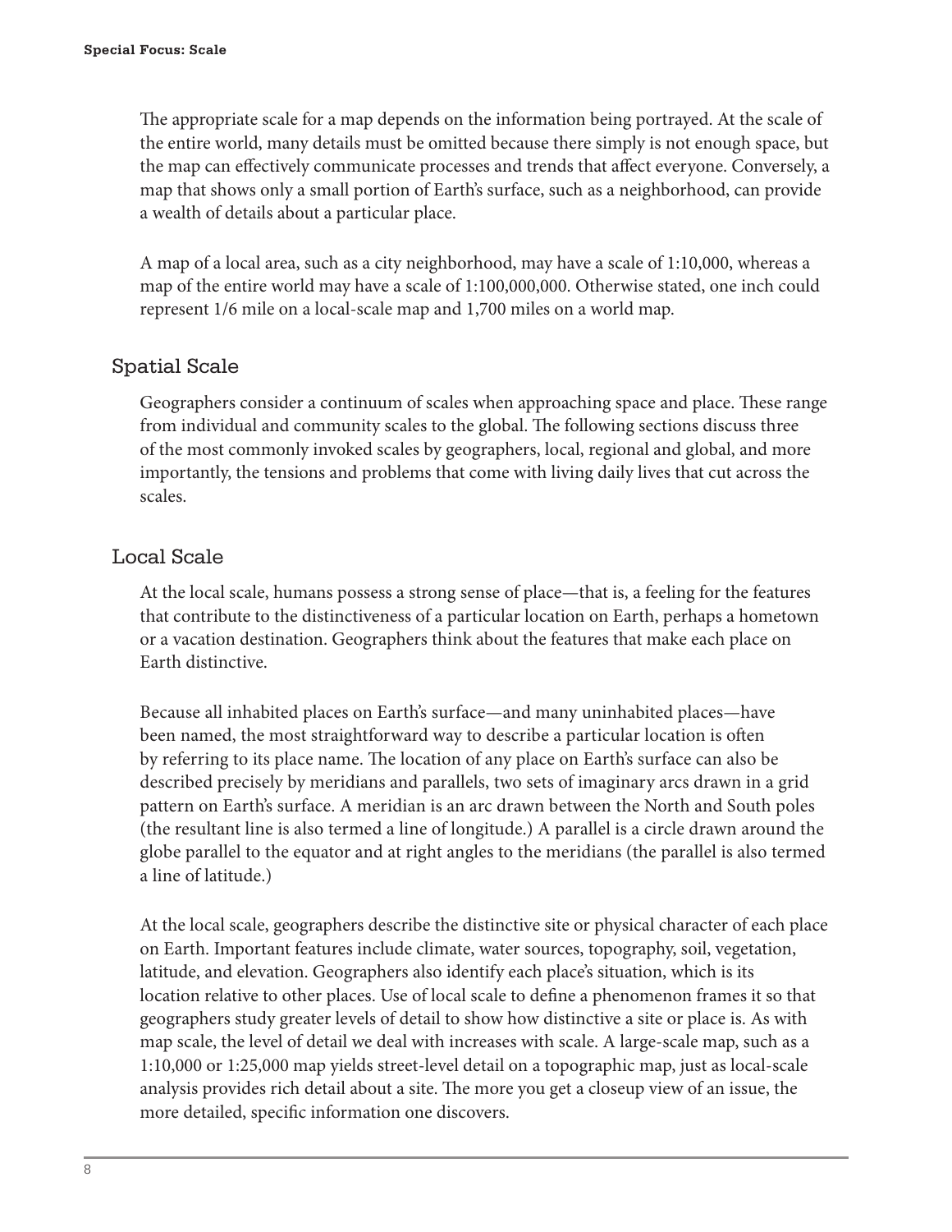The appropriate scale for a map depends on the information being portrayed. At the scale of the entire world, many details must be omitted because there simply is not enough space, but the map can effectively communicate processes and trends that affect everyone. Conversely, a map that shows only a small portion of Earth's surface, such as a neighborhood, can provide a wealth of details about a particular place.

A map of a local area, such as a city neighborhood, may have a scale of 1:10,000, whereas a map of the entire world may have a scale of 1:100,000,000. Otherwise stated, one inch could represent 1/6 mile on a local-scale map and 1,700 miles on a world map.

## Spatial Scale

Geographers consider a continuum of scales when approaching space and place. These range from individual and community scales to the global. The following sections discuss three of the most commonly invoked scales by geographers, local, regional and global, and more importantly, the tensions and problems that come with living daily lives that cut across the scales.

## Local Scale

At the local scale, humans possess a strong sense of place—that is, a feeling for the features that contribute to the distinctiveness of a particular location on Earth, perhaps a hometown or a vacation destination. Geographers think about the features that make each place on Earth distinctive.

Because all inhabited places on Earth's surface—and many uninhabited places—have been named, the most straightforward way to describe a particular location is often by referring to its place name. The location of any place on Earth's surface can also be described precisely by meridians and parallels, two sets of imaginary arcs drawn in a grid pattern on Earth's surface. A meridian is an arc drawn between the North and South poles (the resultant line is also termed a line of longitude.) A parallel is a circle drawn around the globe parallel to the equator and at right angles to the meridians (the parallel is also termed a line of latitude.)

At the local scale, geographers describe the distinctive site or physical character of each place on Earth. Important features include climate, water sources, topography, soil, vegetation, latitude, and elevation. Geographers also identify each place's situation, which is its location relative to other places. Use of local scale to define a phenomenon frames it so that geographers study greater levels of detail to show how distinctive a site or place is. As with map scale, the level of detail we deal with increases with scale. A large-scale map, such as a 1:10,000 or 1:25,000 map yields street-level detail on a topographic map, just as local-scale analysis provides rich detail about a site. The more you get a closeup view of an issue, the more detailed, specific information one discovers.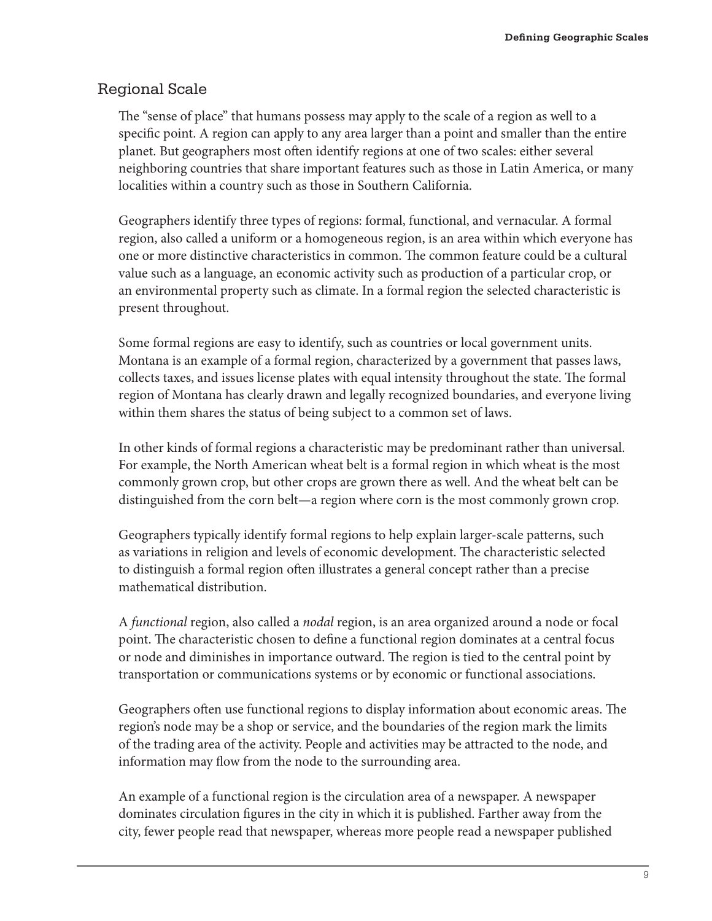## Regional Scale

The "sense of place" that humans possess may apply to the scale of a region as well to a specific point. A region can apply to any area larger than a point and smaller than the entire planet. But geographers most often identify regions at one of two scales: either several neighboring countries that share important features such as those in Latin America, or many localities within a country such as those in Southern California.

Geographers identify three types of regions: formal, functional, and vernacular. A formal region, also called a uniform or a homogeneous region, is an area within which everyone has one or more distinctive characteristics in common. The common feature could be a cultural value such as a language, an economic activity such as production of a particular crop, or an environmental property such as climate. In a formal region the selected characteristic is present throughout.

Some formal regions are easy to identify, such as countries or local government units. Montana is an example of a formal region, characterized by a government that passes laws, collects taxes, and issues license plates with equal intensity throughout the state. The formal region of Montana has clearly drawn and legally recognized boundaries, and everyone living within them shares the status of being subject to a common set of laws.

In other kinds of formal regions a characteristic may be predominant rather than universal. For example, the North American wheat belt is a formal region in which wheat is the most commonly grown crop, but other crops are grown there as well. And the wheat belt can be distinguished from the corn belt—a region where corn is the most commonly grown crop.

Geographers typically identify formal regions to help explain larger-scale patterns, such as variations in religion and levels of economic development. The characteristic selected to distinguish a formal region often illustrates a general concept rather than a precise mathematical distribution.

A *functional* region, also called a *nodal* region, is an area organized around a node or focal point. The characteristic chosen to define a functional region dominates at a central focus or node and diminishes in importance outward. The region is tied to the central point by transportation or communications systems or by economic or functional associations.

Geographers often use functional regions to display information about economic areas. The region's node may be a shop or service, and the boundaries of the region mark the limits of the trading area of the activity. People and activities may be attracted to the node, and information may flow from the node to the surrounding area.

An example of a functional region is the circulation area of a newspaper. A newspaper dominates circulation figures in the city in which it is published. Farther away from the city, fewer people read that newspaper, whereas more people read a newspaper published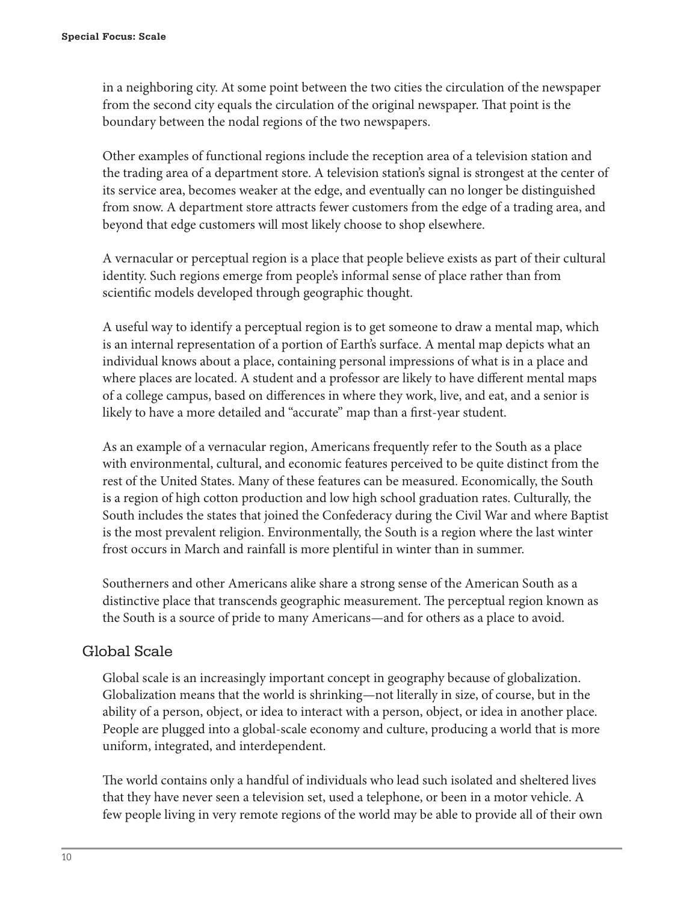in a neighboring city. At some point between the two cities the circulation of the newspaper from the second city equals the circulation of the original newspaper. That point is the boundary between the nodal regions of the two newspapers.

Other examples of functional regions include the reception area of a television station and the trading area of a department store. A television station's signal is strongest at the center of its service area, becomes weaker at the edge, and eventually can no longer be distinguished from snow. A department store attracts fewer customers from the edge of a trading area, and beyond that edge customers will most likely choose to shop elsewhere.

A vernacular or perceptual region is a place that people believe exists as part of their cultural identity. Such regions emerge from people's informal sense of place rather than from scientific models developed through geographic thought.

A useful way to identify a perceptual region is to get someone to draw a mental map, which is an internal representation of a portion of Earth's surface. A mental map depicts what an individual knows about a place, containing personal impressions of what is in a place and where places are located. A student and a professor are likely to have different mental maps of a college campus, based on differences in where they work, live, and eat, and a senior is likely to have a more detailed and "accurate" map than a first-year student.

As an example of a vernacular region, Americans frequently refer to the South as a place with environmental, cultural, and economic features perceived to be quite distinct from the rest of the United States. Many of these features can be measured. Economically, the South is a region of high cotton production and low high school graduation rates. Culturally, the South includes the states that joined the Confederacy during the Civil War and where Baptist is the most prevalent religion. Environmentally, the South is a region where the last winter frost occurs in March and rainfall is more plentiful in winter than in summer.

Southerners and other Americans alike share a strong sense of the American South as a distinctive place that transcends geographic measurement. The perceptual region known as the South is a source of pride to many Americans—and for others as a place to avoid.

## Global Scale

Global scale is an increasingly important concept in geography because of globalization. Globalization means that the world is shrinking—not literally in size, of course, but in the ability of a person, object, or idea to interact with a person, object, or idea in another place. People are plugged into a global-scale economy and culture, producing a world that is more uniform, integrated, and interdependent.

The world contains only a handful of individuals who lead such isolated and sheltered lives that they have never seen a television set, used a telephone, or been in a motor vehicle. A few people living in very remote regions of the world may be able to provide all of their own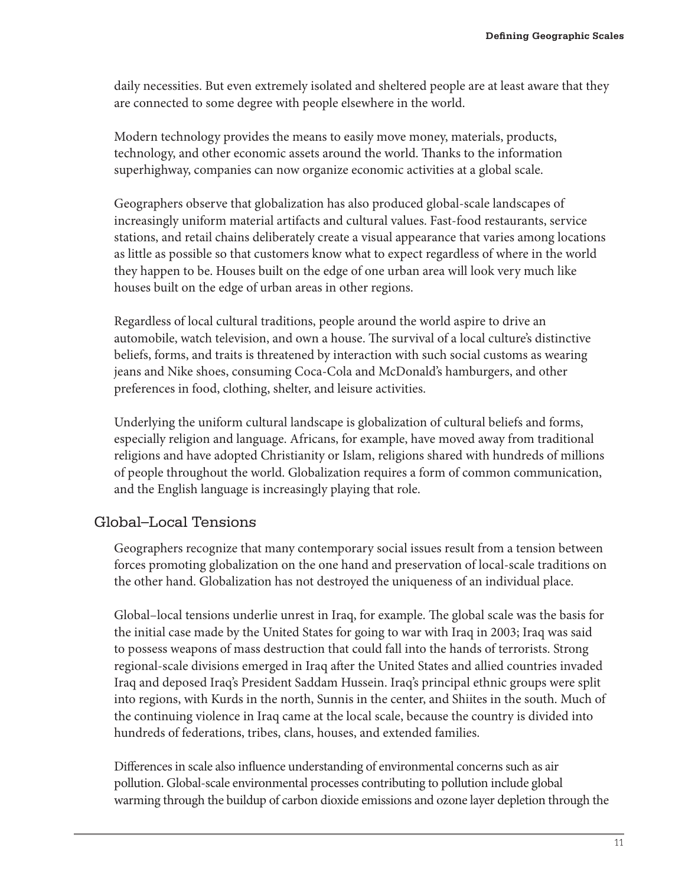daily necessities. But even extremely isolated and sheltered people are at least aware that they are connected to some degree with people elsewhere in the world.

Modern technology provides the means to easily move money, materials, products, technology, and other economic assets around the world. Thanks to the information superhighway, companies can now organize economic activities at a global scale.

Geographers observe that globalization has also produced global-scale landscapes of increasingly uniform material artifacts and cultural values. Fast-food restaurants, service stations, and retail chains deliberately create a visual appearance that varies among locations as little as possible so that customers know what to expect regardless of where in the world they happen to be. Houses built on the edge of one urban area will look very much like houses built on the edge of urban areas in other regions.

Regardless of local cultural traditions, people around the world aspire to drive an automobile, watch television, and own a house. The survival of a local culture's distinctive beliefs, forms, and traits is threatened by interaction with such social customs as wearing jeans and Nike shoes, consuming Coca-Cola and McDonald's hamburgers, and other preferences in food, clothing, shelter, and leisure activities.

Underlying the uniform cultural landscape is globalization of cultural beliefs and forms, especially religion and language. Africans, for example, have moved away from traditional religions and have adopted Christianity or Islam, religions shared with hundreds of millions of people throughout the world. Globalization requires a form of common communication, and the English language is increasingly playing that role.

## Global–Local Tensions

Geographers recognize that many contemporary social issues result from a tension between forces promoting globalization on the one hand and preservation of local-scale traditions on the other hand. Globalization has not destroyed the uniqueness of an individual place.

Global–local tensions underlie unrest in Iraq, for example. The global scale was the basis for the initial case made by the United States for going to war with Iraq in 2003; Iraq was said to possess weapons of mass destruction that could fall into the hands of terrorists. Strong regional-scale divisions emerged in Iraq after the United States and allied countries invaded Iraq and deposed Iraq's President Saddam Hussein. Iraq's principal ethnic groups were split into regions, with Kurds in the north, Sunnis in the center, and Shiites in the south. Much of the continuing violence in Iraq came at the local scale, because the country is divided into hundreds of federations, tribes, clans, houses, and extended families.

Differences in scale also influence understanding of environmental concerns such as air pollution. Global-scale environmental processes contributing to pollution include global warming through the buildup of carbon dioxide emissions and ozone layer depletion through the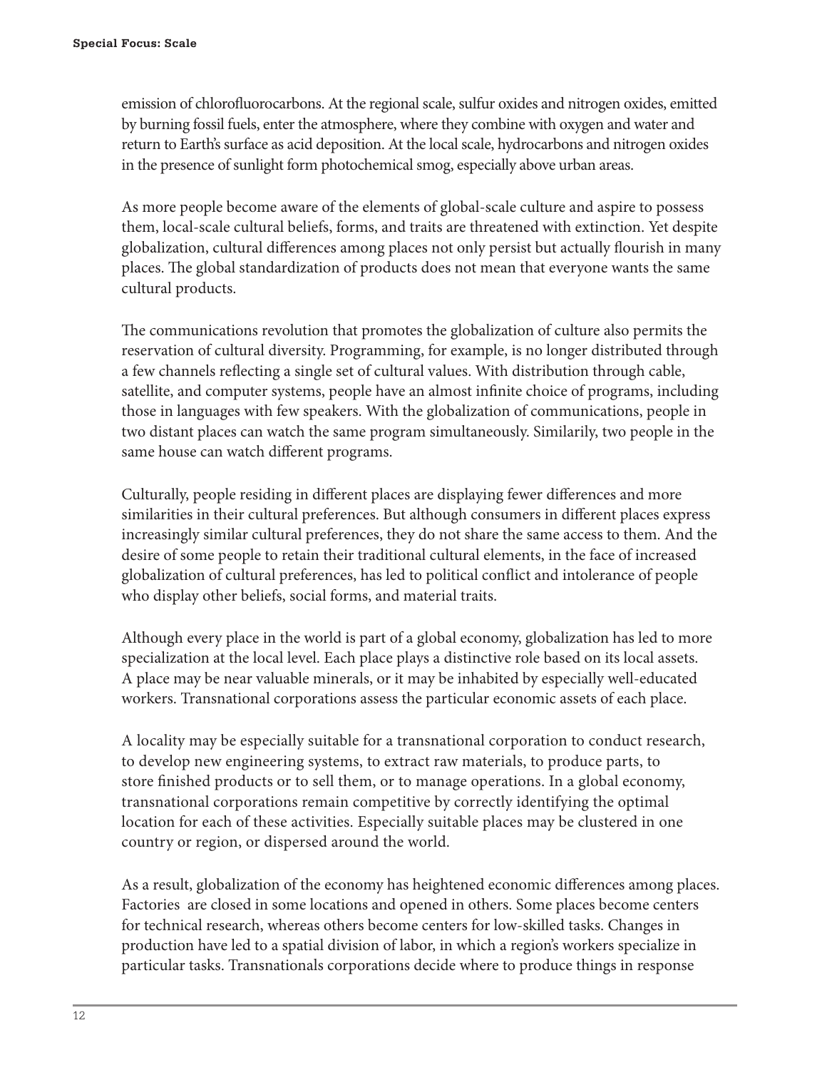emission of chlorofluorocarbons. At the regional scale, sulfur oxides and nitrogen oxides, emitted by burning fossil fuels, enter the atmosphere, where they combine with oxygen and water and return to Earth's surface as acid deposition. At the local scale, hydrocarbons and nitrogen oxides in the presence of sunlight form photochemical smog, especially above urban areas.

As more people become aware of the elements of global-scale culture and aspire to possess them, local-scale cultural beliefs, forms, and traits are threatened with extinction. Yet despite globalization, cultural differences among places not only persist but actually flourish in many places. The global standardization of products does not mean that everyone wants the same cultural products.

The communications revolution that promotes the globalization of culture also permits the reservation of cultural diversity. Programming, for example, is no longer distributed through a few channels reflecting a single set of cultural values. With distribution through cable, satellite, and computer systems, people have an almost infinite choice of programs, including those in languages with few speakers. With the globalization of communications, people in two distant places can watch the same program simultaneously. Similarly, two people in the same house can watch different programs.

Culturally, people residing in different places are displaying fewer differences and more similarities in their cultural preferences. But although consumers in different places express increasingly similar cultural preferences, they do not share the same access to them. And the desire of some people to retain their traditional cultural elements, in the face of increased globalization of cultural preferences, has led to political conflict and intolerance of people who display other beliefs, social forms, and material traits.

Although every place in the world is part of a global economy, globalization has led to more specialization at the local level. Each place plays a distinctive role based on its local assets. A place may be near valuable minerals, or it may be inhabited by especially well-educated workers. Transnational corporations assess the particular economic assets of each place.

A locality may be especially suitable for a transnational corporation to conduct research, to develop new engineering systems, to extract raw materials, to produce parts, to store finished products or to sell them, or to manage operations. In a global economy, transnational corporations remain competitive by correctly identifying the optimal location for each of these activities. Especially suitable places may be clustered in one country or region, or dispersed around the world.

As a result, globalization of the economy has heightened economic differences among places. Factories are closed in some locations and opened in others. Some places become centers for technical research, whereas others become centers for low-skilled tasks. Changes in production have led to a spatial division of labor, in which a region's workers specialize in particular tasks. Transnationals corporations decide where to produce things in response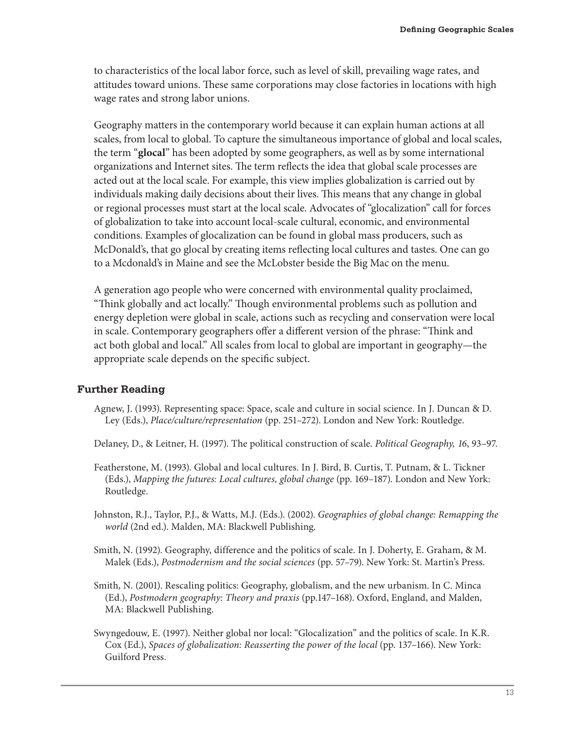to characteristics of the local labor force, such as level of skill, prevailing wage rates, and attitudes toward unions. These same corporations may close factories in locations with high wage rates and strong labor unions.

Geography matters in the contemporary world because it can explain human actions at all scales, from local to global. To capture the simultaneous importance of global and local scales, the term "**glocal**" has been adopted by some geographers, as well as by some international organizations and Internet sites. The term reflects the idea that global scale processes are acted out at the local scale. For example, this view implies globalization is carried out by individuals making daily decisions about their lives. This means that any change in global or regional processes must start at the local scale. Advocates of "glocalization" call for forces of globalization to take into account local-scale cultural, economic, and environmental conditions. Examples of glocalization can be found in global mass producers, such as McDonald's, that go glocal by creating items reflecting local cultures and tastes. One can go to a Mcdonald's in Maine and see the McLobster beside the Big Mac on the menu.

A generation ago people who were concerned with environmental quality proclaimed, "Think globally and act locally." Though environmental problems such as pollution and energy depletion were global in scale, actions such as recycling and conservation were local in scale. Contemporary geographers offer a different version of the phrase: "Think and act both global and local." All scales from local to global are important in geography—the appropriate scale depends on the specific subject.

## Further Reading

Agnew, J. (1993). Representing space: Space, scale and culture in social science. In J. Duncan & D. Ley (Eds.), *Place/culture/representation* (pp. 251–272). London and New York: Routledge.

Delaney, D., & Leitner, H. (1997). The political construction of scale. *Political Geography, 16*, 93–97.

Featherstone, M. (1993). Global and local cultures. In J. Bird, B. Curtis, T. Putnam, & L. Tickner (Eds.), *Mapping the futures: Local cultures, global change* (pp. 169–187). London and New York: Routledge.

Johnston, R.J., Taylor, P.J., & Watts, M.J. (Eds.). (2002). *Geographies of global change: Remapping the world* (2nd ed.). Malden, MA: Blackwell Publishing.

Smith, N. (1992). Geography, difference and the politics of scale. In J. Doherty, E. Graham, & M. Malek (Eds.), *Postmodernism and the social sciences* (pp. 57–79). New York: St. Martin's Press.

Smith, N. (2001). Rescaling politics: Geography, globalism, and the new urbanism. In C. Minca (Ed.), *Postmodern geography: Theory and praxis* (pp.147–168). Oxford, England, and Malden, MA: Blackwell Publishing.

Swyngedouw, E. (1997). Neither global nor local: "Glocalization" and the politics of scale. In K.R. Cox (Ed.), *Spaces of globalization: Reasserting the power of the local* (pp. 137–166). New York: Guilford Press.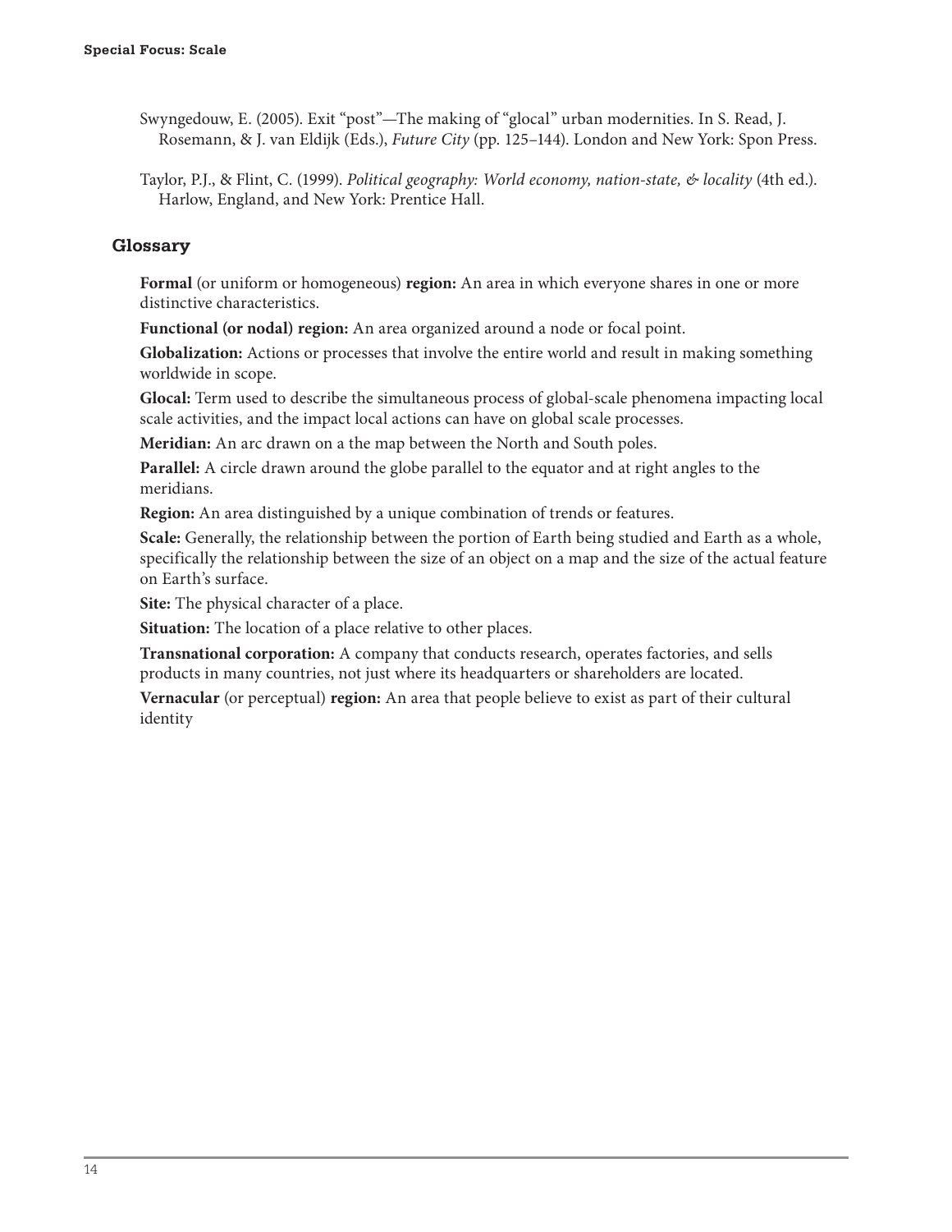Swyngedouw, E. (2005). Exit "post"—The making of "glocal" urban modernities. In S. Read, J. Rosemann, & J. van Eldijk (Eds.), *Future City* (pp. 125–144). London and New York: Spon Press.

Taylor, P.J., & Flint, C. (1999). *Political geography: World economy, nation-state, & locality* (4th ed.). Harlow, England, and New York: Prentice Hall.

## Glossary

**Formal** (or uniform or homogeneous) **region:** An area in which everyone shares in one or more distinctive characteristics.

**Functional (or nodal) region:** An area organized around a node or focal point.

**Globalization:** Actions or processes that involve the entire world and result in making something worldwide in scope.

**Glocal:** Term used to describe the simultaneous process of global-scale phenomena impacting local scale activities, and the impact local actions can have on global scale processes.

**Meridian:** An arc drawn on a the map between the North and South poles.

**Parallel:** A circle drawn around the globe parallel to the equator and at right angles to the meridians.

**Region:** An area distinguished by a unique combination of trends or features.

**Scale:** Generally, the relationship between the portion of Earth being studied and Earth as a whole, specifically the relationship between the size of an object on a map and the size of the actual feature on Earth's surface.

**Site:** The physical character of a place.

**Situation:** The location of a place relative to other places.

**Transnational corporation:** A company that conducts research, operates factories, and sells products in many countries, not just where its headquarters or shareholders are located.

**Vernacular** (or perceptual) **region:** An area that people believe to exist as part of their cultural identity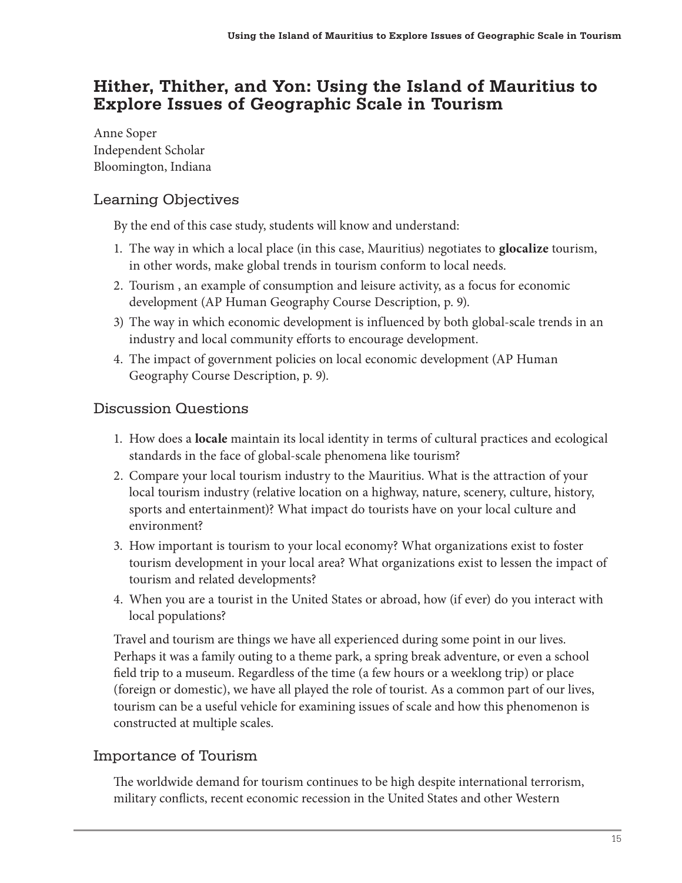# Hither, Thither, and Yon: Using the Island of Mauritius to Explore Issues of Geographic Scale in Tourism

Anne Soper
Independent Scholar
Bloomington, Indiana

## Learning Objectives

By the end of this case study, students will know and understand:

1. The way in which a local place (in this case, Mauritius) negotiates to **glocalize** tourism, in other words, make global trends in tourism conform to local needs.
2. Tourism , an example of consumption and leisure activity, as a focus for economic development (AP Human Geography Course Description, p. 9).
3) The way in which economic development is influenced by both global-scale trends in an industry and local community efforts to encourage development.
4. The impact of government policies on local economic development (AP Human Geography Course Description, p. 9).

## Discussion Questions

1. How does a **locale** maintain its local identity in terms of cultural practices and ecological standards in the face of global-scale phenomena like tourism?
2. Compare your local tourism industry to the Mauritius. What is the attraction of your local tourism industry (relative location on a highway, nature, scenery, culture, history, sports and entertainment)? What impact do tourists have on your local culture and environment?
3. How important is tourism to your local economy? What organizations exist to foster tourism development in your local area? What organizations exist to lessen the impact of tourism and related developments?
4. When you are a tourist in the United States or abroad, how (if ever) do you interact with local populations?

Travel and tourism are things we have all experienced during some point in our lives. Perhaps it was a family outing to a theme park, a spring break adventure, or even a school field trip to a museum. Regardless of the time (a few hours or a weeklong trip) or place (foreign or domestic), we have all played the role of tourist. As a common part of our lives, tourism can be a useful vehicle for examining issues of scale and how this phenomenon is constructed at multiple scales.

## Importance of Tourism

The worldwide demand for tourism continues to be high despite international terrorism, military conflicts, recent economic recession in the United States and other Western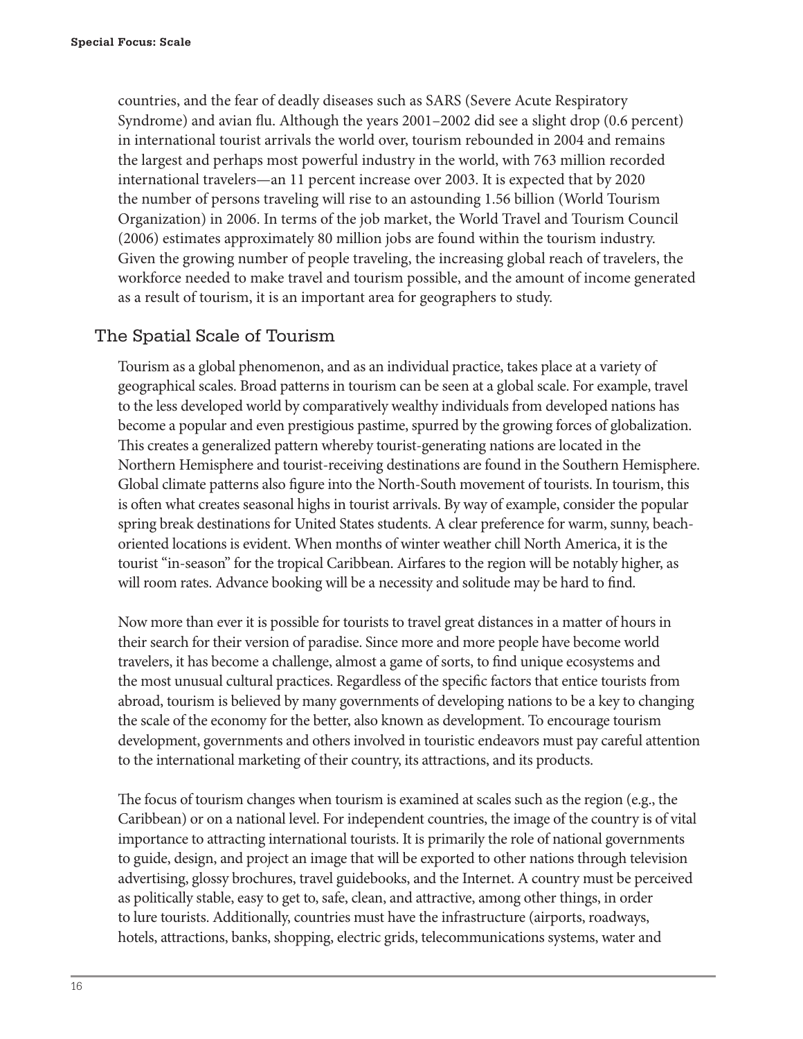countries, and the fear of deadly diseases such as SARS (Severe Acute Respiratory Syndrome) and avian flu. Although the years 2001–2002 did see a slight drop (0.6 percent) in international tourist arrivals the world over, tourism rebounded in 2004 and remains the largest and perhaps most powerful industry in the world, with 763 million recorded international travelers—an 11 percent increase over 2003. It is expected that by 2020 the number of persons traveling will rise to an astounding 1.56 billion (World Tourism Organization) in 2006. In terms of the job market, the World Travel and Tourism Council (2006) estimates approximately 80 million jobs are found within the tourism industry. Given the growing number of people traveling, the increasing global reach of travelers, the workforce needed to make travel and tourism possible, and the amount of income generated as a result of tourism, it is an important area for geographers to study.

## The Spatial Scale of Tourism

Tourism as a global phenomenon, and as an individual practice, takes place at a variety of geographical scales. Broad patterns in tourism can be seen at a global scale. For example, travel to the less developed world by comparatively wealthy individuals from developed nations has become a popular and even prestigious pastime, spurred by the growing forces of globalization. This creates a generalized pattern whereby tourist-generating nations are located in the Northern Hemisphere and tourist-receiving destinations are found in the Southern Hemisphere. Global climate patterns also figure into the North-South movement of tourists. In tourism, this is often what creates seasonal highs in tourist arrivals. By way of example, consider the popular spring break destinations for United States students. A clear preference for warm, sunny, beach-oriented locations is evident. When months of winter weather chill North America, it is the tourist "in-season" for the tropical Caribbean. Airfares to the region will be notably higher, as will room rates. Advance booking will be a necessity and solitude may be hard to find.

Now more than ever it is possible for tourists to travel great distances in a matter of hours in their search for their version of paradise. Since more and more people have become world travelers, it has become a challenge, almost a game of sorts, to find unique ecosystems and the most unusual cultural practices. Regardless of the specific factors that entice tourists from abroad, tourism is believed by many governments of developing nations to be a key to changing the scale of the economy for the better, also known as development. To encourage tourism development, governments and others involved in touristic endeavors must pay careful attention to the international marketing of their country, its attractions, and its products.

The focus of tourism changes when tourism is examined at scales such as the region (e.g., the Caribbean) or on a national level. For independent countries, the image of the country is of vital importance to attracting international tourists. It is primarily the role of national governments to guide, design, and project an image that will be exported to other nations through television advertising, glossy brochures, travel guidebooks, and the Internet. A country must be perceived as politically stable, easy to get to, safe, clean, and attractive, among other things, in order to lure tourists. Additionally, countries must have the infrastructure (airports, roadways, hotels, attractions, banks, shopping, electric grids, telecommunications systems, water and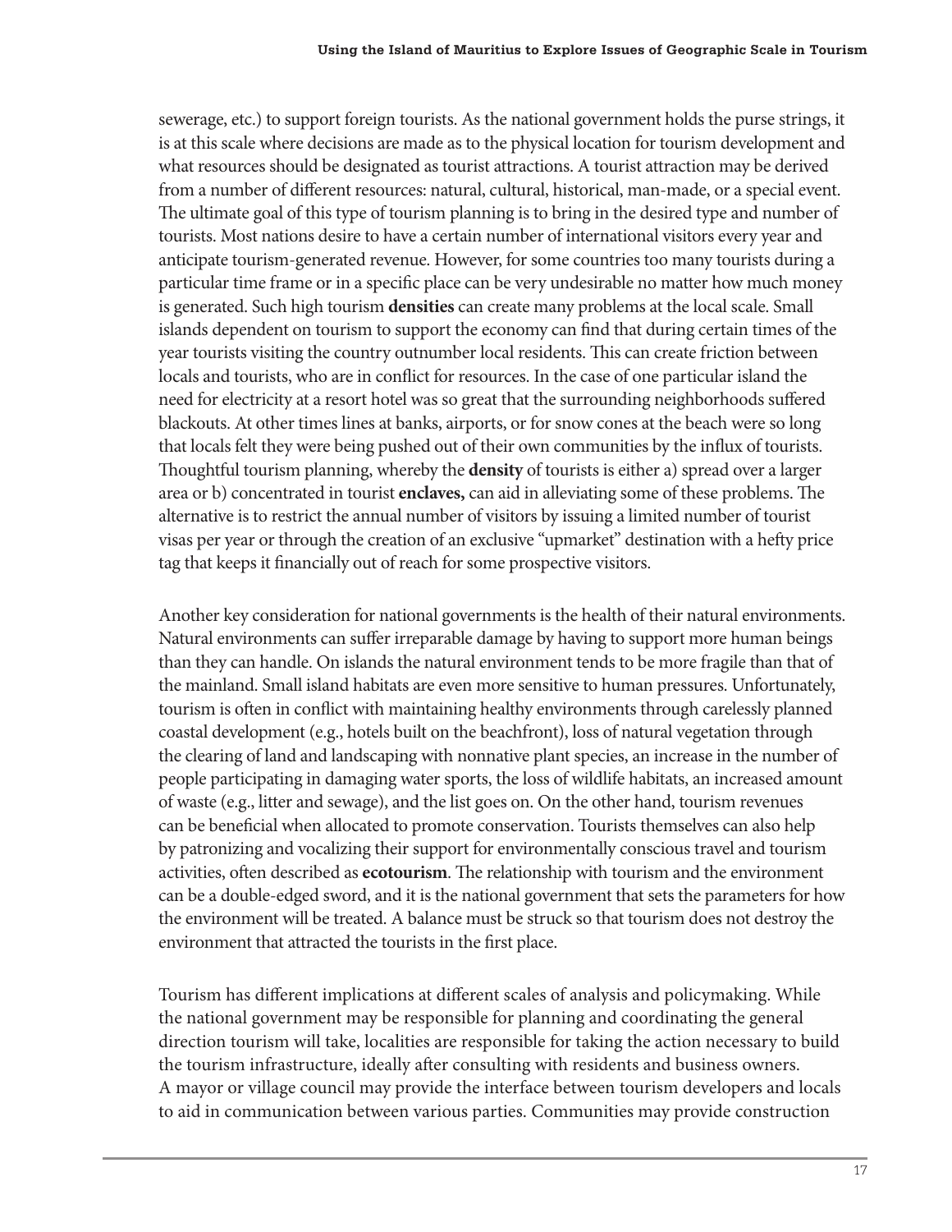sewerage, etc.) to support foreign tourists. As the national government holds the purse strings, it is at this scale where decisions are made as to the physical location for tourism development and what resources should be designated as tourist attractions. A tourist attraction may be derived from a number of different resources: natural, cultural, historical, man-made, or a special event. The ultimate goal of this type of tourism planning is to bring in the desired type and number of tourists. Most nations desire to have a certain number of international visitors every year and anticipate tourism-generated revenue. However, for some countries too many tourists during a particular time frame or in a specific place can be very undesirable no matter how much money is generated. Such high tourism **densities** can create many problems at the local scale. Small islands dependent on tourism to support the economy can find that during certain times of the year tourists visiting the country outnumber local residents. This can create friction between locals and tourists, who are in conflict for resources. In the case of one particular island the need for electricity at a resort hotel was so great that the surrounding neighborhoods suffered blackouts. At other times lines at banks, airports, or for snow cones at the beach were so long that locals felt they were being pushed out of their own communities by the influx of tourists. Thoughtful tourism planning, whereby the **density** of tourists is either a) spread over a larger area or b) concentrated in tourist **enclaves,** can aid in alleviating some of these problems. The alternative is to restrict the annual number of visitors by issuing a limited number of tourist visas per year or through the creation of an exclusive "upmarket" destination with a hefty price tag that keeps it financially out of reach for some prospective visitors.

Another key consideration for national governments is the health of their natural environments. Natural environments can suffer irreparable damage by having to support more human beings than they can handle. On islands the natural environment tends to be more fragile than that of the mainland. Small island habitats are even more sensitive to human pressures. Unfortunately, tourism is often in conflict with maintaining healthy environments through carelessly planned coastal development (e.g., hotels built on the beachfront), loss of natural vegetation through the clearing of land and landscaping with nonnative plant species, an increase in the number of people participating in damaging water sports, the loss of wildlife habitats, an increased amount of waste (e.g., litter and sewage), and the list goes on. On the other hand, tourism revenues can be beneficial when allocated to promote conservation. Tourists themselves can also help by patronizing and vocalizing their support for environmentally conscious travel and tourism activities, often described as **ecotourism**. The relationship with tourism and the environment can be a double-edged sword, and it is the national government that sets the parameters for how the environment will be treated. A balance must be struck so that tourism does not destroy the environment that attracted the tourists in the first place.

Tourism has different implications at different scales of analysis and policymaking. While the national government may be responsible for planning and coordinating the general direction tourism will take, localities are responsible for taking the action necessary to build the tourism infrastructure, ideally after consulting with residents and business owners. A mayor or village council may provide the interface between tourism developers and locals to aid in communication between various parties. Communities may provide construction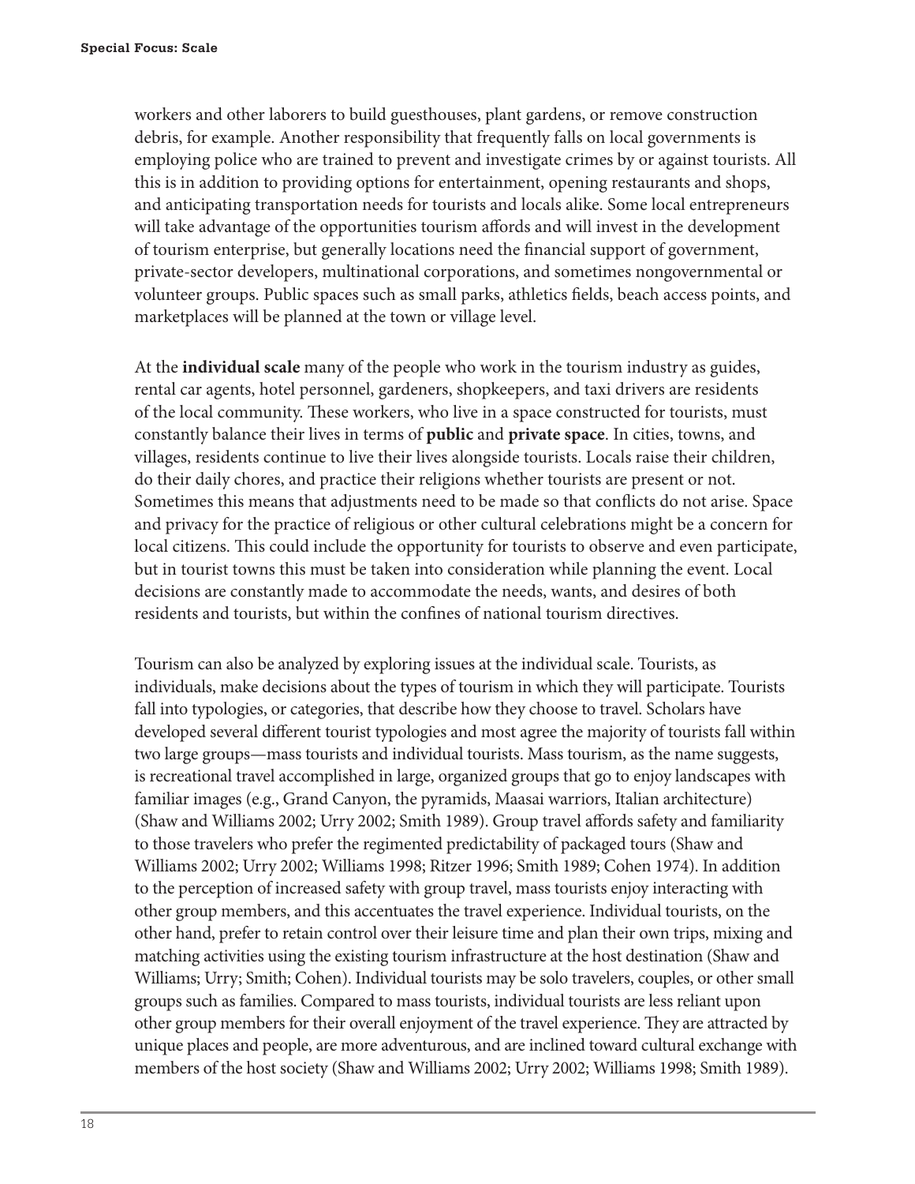workers and other laborers to build guesthouses, plant gardens, or remove construction debris, for example. Another responsibility that frequently falls on local governments is employing police who are trained to prevent and investigate crimes by or against tourists. All this is in addition to providing options for entertainment, opening restaurants and shops, and anticipating transportation needs for tourists and locals alike. Some local entrepreneurs will take advantage of the opportunities tourism affords and will invest in the development of tourism enterprise, but generally locations need the financial support of government, private-sector developers, multinational corporations, and sometimes nongovernmental or volunteer groups. Public spaces such as small parks, athletics fields, beach access points, and marketplaces will be planned at the town or village level.

At the **individual scale** many of the people who work in the tourism industry as guides, rental car agents, hotel personnel, gardeners, shopkeepers, and taxi drivers are residents of the local community. These workers, who live in a space constructed for tourists, must constantly balance their lives in terms of **public** and **private space**. In cities, towns, and villages, residents continue to live their lives alongside tourists. Locals raise their children, do their daily chores, and practice their religions whether tourists are present or not. Sometimes this means that adjustments need to be made so that conflicts do not arise. Space and privacy for the practice of religious or other cultural celebrations might be a concern for local citizens. This could include the opportunity for tourists to observe and even participate, but in tourist towns this must be taken into consideration while planning the event. Local decisions are constantly made to accommodate the needs, wants, and desires of both residents and tourists, but within the confines of national tourism directives.

Tourism can also be analyzed by exploring issues at the individual scale. Tourists, as individuals, make decisions about the types of tourism in which they will participate. Tourists fall into typologies, or categories, that describe how they choose to travel. Scholars have developed several different tourist typologies and most agree the majority of tourists fall within two large groups—mass tourists and individual tourists. Mass tourism, as the name suggests, is recreational travel accomplished in large, organized groups that go to enjoy landscapes with familiar images (e.g., Grand Canyon, the pyramids, Maasai warriors, Italian architecture) (Shaw and Williams 2002; Urry 2002; Smith 1989). Group travel affords safety and familiarity to those travelers who prefer the regimented predictability of packaged tours (Shaw and Williams 2002; Urry 2002; Williams 1998; Ritzer 1996; Smith 1989; Cohen 1974). In addition to the perception of increased safety with group travel, mass tourists enjoy interacting with other group members, and this accentuates the travel experience. Individual tourists, on the other hand, prefer to retain control over their leisure time and plan their own trips, mixing and matching activities using the existing tourism infrastructure at the host destination (Shaw and Williams; Urry; Smith; Cohen). Individual tourists may be solo travelers, couples, or other small groups such as families. Compared to mass tourists, individual tourists are less reliant upon other group members for their overall enjoyment of the travel experience. They are attracted by unique places and people, are more adventurous, and are inclined toward cultural exchange with members of the host society (Shaw and Williams 2002; Urry 2002; Williams 1998; Smith 1989).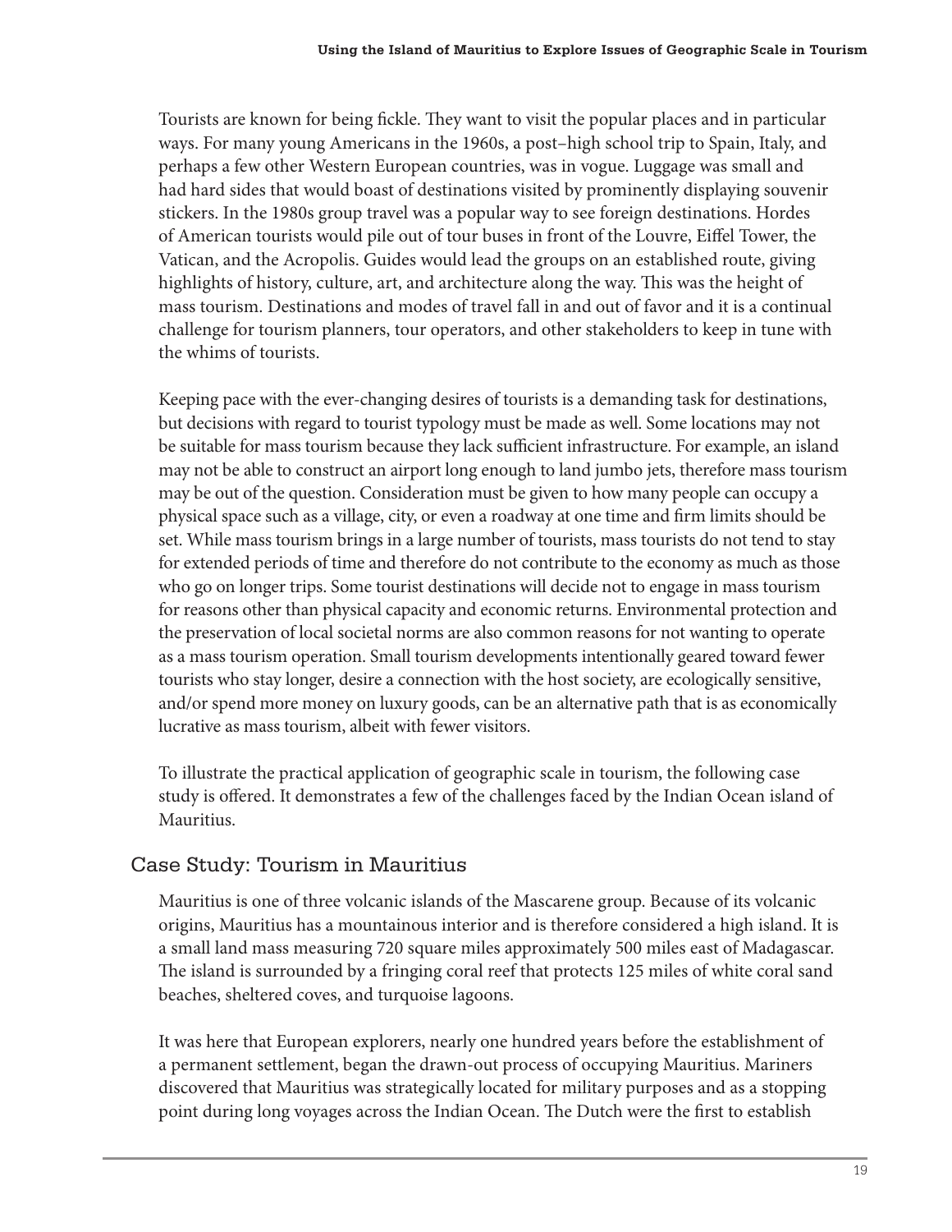Tourists are known for being fickle. They want to visit the popular places and in particular ways. For many young Americans in the 1960s, a post–high school trip to Spain, Italy, and perhaps a few other Western European countries, was in vogue. Luggage was small and had hard sides that would boast of destinations visited by prominently displaying souvenir stickers. In the 1980s group travel was a popular way to see foreign destinations. Hordes of American tourists would pile out of tour buses in front of the Louvre, Eiffel Tower, the Vatican, and the Acropolis. Guides would lead the groups on an established route, giving highlights of history, culture, art, and architecture along the way. This was the height of mass tourism. Destinations and modes of travel fall in and out of favor and it is a continual challenge for tourism planners, tour operators, and other stakeholders to keep in tune with the whims of tourists.

Keeping pace with the ever-changing desires of tourists is a demanding task for destinations, but decisions with regard to tourist typology must be made as well. Some locations may not be suitable for mass tourism because they lack sufficient infrastructure. For example, an island may not be able to construct an airport long enough to land jumbo jets, therefore mass tourism may be out of the question. Consideration must be given to how many people can occupy a physical space such as a village, city, or even a roadway at one time and firm limits should be set. While mass tourism brings in a large number of tourists, mass tourists do not tend to stay for extended periods of time and therefore do not contribute to the economy as much as those who go on longer trips. Some tourist destinations will decide not to engage in mass tourism for reasons other than physical capacity and economic returns. Environmental protection and the preservation of local societal norms are also common reasons for not wanting to operate as a mass tourism operation. Small tourism developments intentionally geared toward fewer tourists who stay longer, desire a connection with the host society, are ecologically sensitive, and/or spend more money on luxury goods, can be an alternative path that is as economically lucrative as mass tourism, albeit with fewer visitors.

To illustrate the practical application of geographic scale in tourism, the following case study is offered. It demonstrates a few of the challenges faced by the Indian Ocean island of Mauritius.

## Case Study: Tourism in Mauritius

Mauritius is one of three volcanic islands of the Mascarene group. Because of its volcanic origins, Mauritius has a mountainous interior and is therefore considered a high island. It is a small land mass measuring 720 square miles approximately 500 miles east of Madagascar. The island is surrounded by a fringing coral reef that protects 125 miles of white coral sand beaches, sheltered coves, and turquoise lagoons.

It was here that European explorers, nearly one hundred years before the establishment of a permanent settlement, began the drawn-out process of occupying Mauritius. Mariners discovered that Mauritius was strategically located for military purposes and as a stopping point during long voyages across the Indian Ocean. The Dutch were the first to establish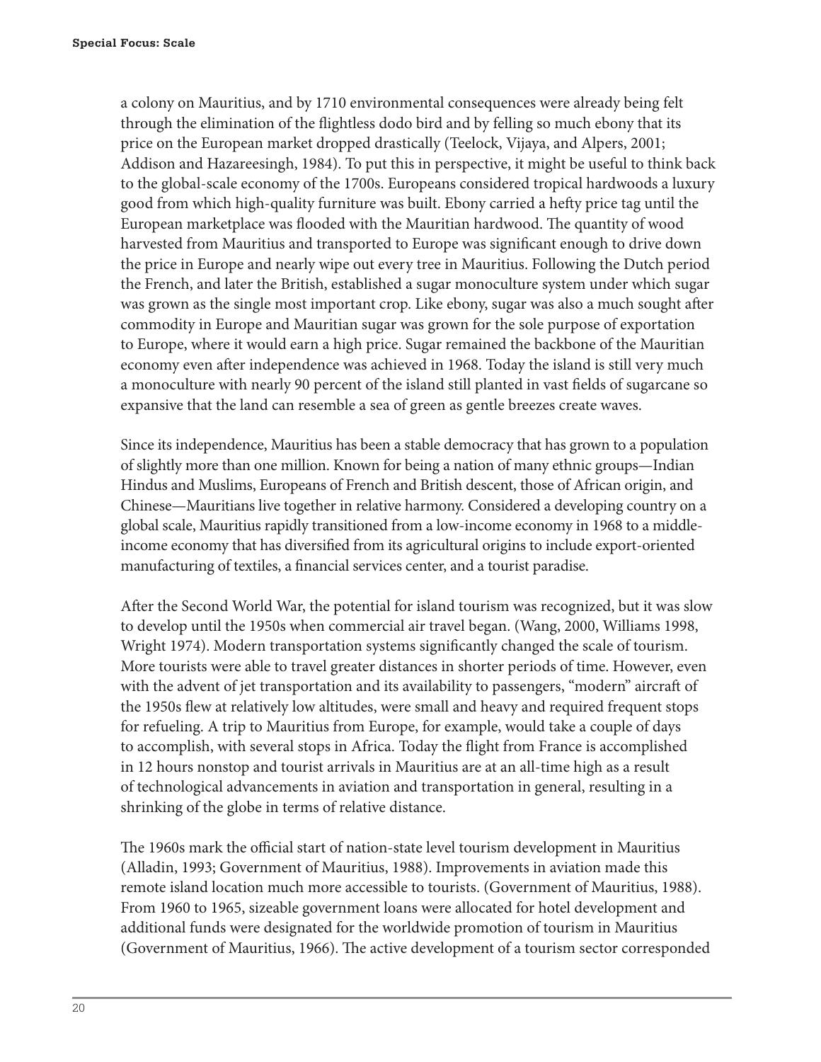a colony on Mauritius, and by 1710 environmental consequences were already being felt through the elimination of the flightless dodo bird and by felling so much ebony that its price on the European market dropped drastically (Teelock, Vijaya, and Alpers, 2001; Addison and Hazareesingh, 1984). To put this in perspective, it might be useful to think back to the global-scale economy of the 1700s. Europeans considered tropical hardwoods a luxury good from which high-quality furniture was built. Ebony carried a hefty price tag until the European marketplace was flooded with the Mauritian hardwood. The quantity of wood harvested from Mauritius and transported to Europe was significant enough to drive down the price in Europe and nearly wipe out every tree in Mauritius. Following the Dutch period the French, and later the British, established a sugar monoculture system under which sugar was grown as the single most important crop. Like ebony, sugar was also a much sought after commodity in Europe and Mauritian sugar was grown for the sole purpose of exportation to Europe, where it would earn a high price. Sugar remained the backbone of the Mauritian economy even after independence was achieved in 1968. Today the island is still very much a monoculture with nearly 90 percent of the island still planted in vast fields of sugarcane so expansive that the land can resemble a sea of green as gentle breezes create waves.

Since its independence, Mauritius has been a stable democracy that has grown to a population of slightly more than one million. Known for being a nation of many ethnic groups—Indian Hindus and Muslims, Europeans of French and British descent, those of African origin, and Chinese—Mauritians live together in relative harmony. Considered a developing country on a global scale, Mauritius rapidly transitioned from a low-income economy in 1968 to a middle-income economy that has diversified from its agricultural origins to include export-oriented manufacturing of textiles, a financial services center, and a tourist paradise.

After the Second World War, the potential for island tourism was recognized, but it was slow to develop until the 1950s when commercial air travel began. (Wang, 2000, Williams 1998, Wright 1974). Modern transportation systems significantly changed the scale of tourism. More tourists were able to travel greater distances in shorter periods of time. However, even with the advent of jet transportation and its availability to passengers, "modern" aircraft of the 1950s flew at relatively low altitudes, were small and heavy and required frequent stops for refueling. A trip to Mauritius from Europe, for example, would take a couple of days to accomplish, with several stops in Africa. Today the flight from France is accomplished in 12 hours nonstop and tourist arrivals in Mauritius are at an all-time high as a result of technological advancements in aviation and transportation in general, resulting in a shrinking of the globe in terms of relative distance.

The 1960s mark the official start of nation-state level tourism development in Mauritius (Alladin, 1993; Government of Mauritius, 1988). Improvements in aviation made this remote island location much more accessible to tourists. (Government of Mauritius, 1988). From 1960 to 1965, sizeable government loans were allocated for hotel development and additional funds were designated for the worldwide promotion of tourism in Mauritius (Government of Mauritius, 1966). The active development of a tourism sector corresponded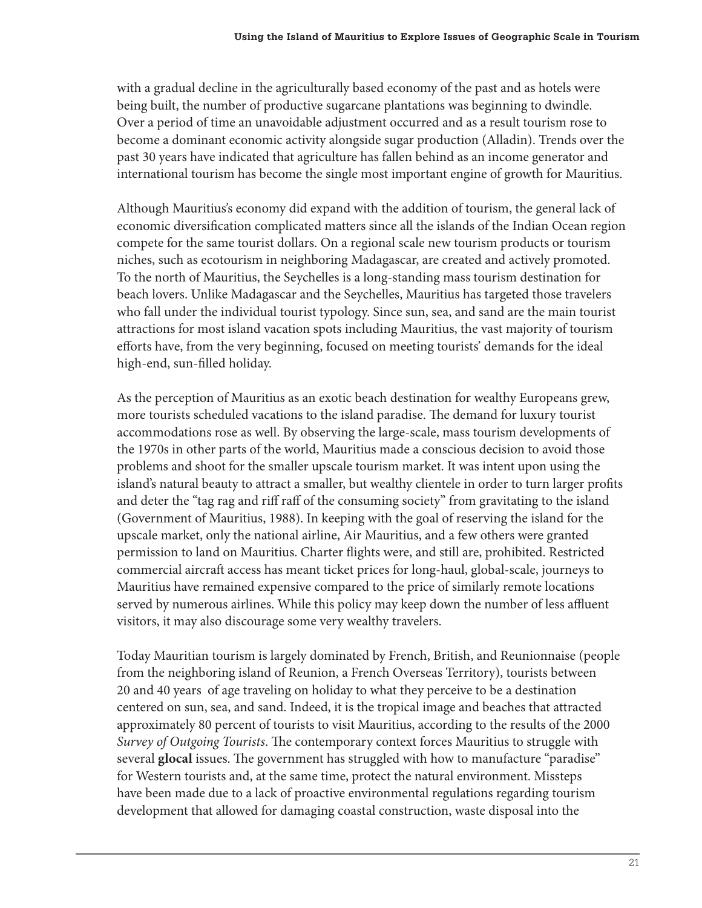with a gradual decline in the agriculturally based economy of the past and as hotels were being built, the number of productive sugarcane plantations was beginning to dwindle. Over a period of time an unavoidable adjustment occurred and as a result tourism rose to become a dominant economic activity alongside sugar production (Alladin). Trends over the past 30 years have indicated that agriculture has fallen behind as an income generator and international tourism has become the single most important engine of growth for Mauritius.

Although Mauritius's economy did expand with the addition of tourism, the general lack of economic diversification complicated matters since all the islands of the Indian Ocean region compete for the same tourist dollars. On a regional scale new tourism products or tourism niches, such as ecotourism in neighboring Madagascar, are created and actively promoted. To the north of Mauritius, the Seychelles is a long-standing mass tourism destination for beach lovers. Unlike Madagascar and the Seychelles, Mauritius has targeted those travelers who fall under the individual tourist typology. Since sun, sea, and sand are the main tourist attractions for most island vacation spots including Mauritius, the vast majority of tourism efforts have, from the very beginning, focused on meeting tourists' demands for the ideal high-end, sun-filled holiday.

As the perception of Mauritius as an exotic beach destination for wealthy Europeans grew, more tourists scheduled vacations to the island paradise. The demand for luxury tourist accommodations rose as well. By observing the large-scale, mass tourism developments of the 1970s in other parts of the world, Mauritius made a conscious decision to avoid those problems and shoot for the smaller upscale tourism market. It was intent upon using the island's natural beauty to attract a smaller, but wealthy clientele in order to turn larger profits and deter the "tag rag and riff raff of the consuming society" from gravitating to the island (Government of Mauritius, 1988). In keeping with the goal of reserving the island for the upscale market, only the national airline, Air Mauritius, and a few others were granted permission to land on Mauritius. Charter flights were, and still are, prohibited. Restricted commercial aircraft access has meant ticket prices for long-haul, global-scale, journeys to Mauritius have remained expensive compared to the price of similarly remote locations served by numerous airlines. While this policy may keep down the number of less affluent visitors, it may also discourage some very wealthy travelers.

Today Mauritian tourism is largely dominated by French, British, and Reunionnaise (people from the neighboring island of Reunion, a French Overseas Territory), tourists between 20 and 40 years of age traveling on holiday to what they perceive to be a destination centered on sun, sea, and sand. Indeed, it is the tropical image and beaches that attracted approximately 80 percent of tourists to visit Mauritius, according to the results of the 2000 *Survey of Outgoing Tourists*. The contemporary context forces Mauritius to struggle with several **glocal** issues. The government has struggled with how to manufacture "paradise" for Western tourists and, at the same time, protect the natural environment. Missteps have been made due to a lack of proactive environmental regulations regarding tourism development that allowed for damaging coastal construction, waste disposal into the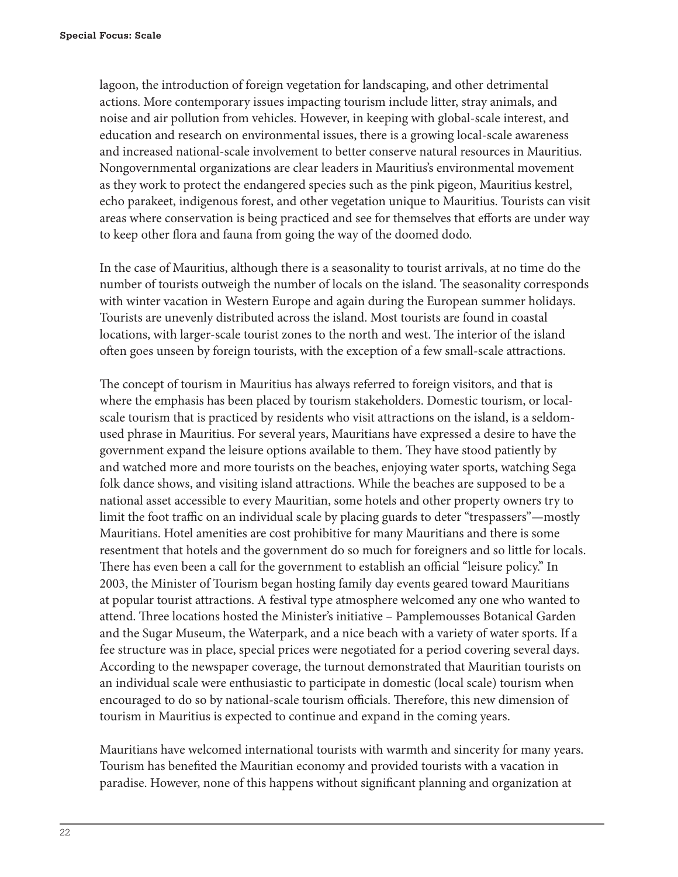lagoon, the introduction of foreign vegetation for landscaping, and other detrimental actions. More contemporary issues impacting tourism include litter, stray animals, and noise and air pollution from vehicles. However, in keeping with global-scale interest, and education and research on environmental issues, there is a growing local-scale awareness and increased national-scale involvement to better conserve natural resources in Mauritius. Nongovernmental organizations are clear leaders in Mauritius's environmental movement as they work to protect the endangered species such as the pink pigeon, Mauritius kestrel, echo parakeet, indigenous forest, and other vegetation unique to Mauritius. Tourists can visit areas where conservation is being practiced and see for themselves that efforts are under way to keep other flora and fauna from going the way of the doomed dodo.

In the case of Mauritius, although there is a seasonality to tourist arrivals, at no time do the number of tourists outweigh the number of locals on the island. The seasonality corresponds with winter vacation in Western Europe and again during the European summer holidays. Tourists are unevenly distributed across the island. Most tourists are found in coastal locations, with larger-scale tourist zones to the north and west. The interior of the island often goes unseen by foreign tourists, with the exception of a few small-scale attractions.

The concept of tourism in Mauritius has always referred to foreign visitors, and that is where the emphasis has been placed by tourism stakeholders. Domestic tourism, or local-scale tourism that is practiced by residents who visit attractions on the island, is a seldom-used phrase in Mauritius. For several years, Mauritians have expressed a desire to have the government expand the leisure options available to them. They have stood patiently by and watched more and more tourists on the beaches, enjoying water sports, watching Sega folk dance shows, and visiting island attractions. While the beaches are supposed to be a national asset accessible to every Mauritian, some hotels and other property owners try to limit the foot traffic on an individual scale by placing guards to deter "trespassers"—mostly Mauritians. Hotel amenities are cost prohibitive for many Mauritians and there is some resentment that hotels and the government do so much for foreigners and so little for locals. There has even been a call for the government to establish an official "leisure policy." In 2003, the Minister of Tourism began hosting family day events geared toward Mauritians at popular tourist attractions. A festival type atmosphere welcomed any one who wanted to attend. Three locations hosted the Minister's initiative – Pamplemousses Botanical Garden and the Sugar Museum, the Waterpark, and a nice beach with a variety of water sports. If a fee structure was in place, special prices were negotiated for a period covering several days. According to the newspaper coverage, the turnout demonstrated that Mauritian tourists on an individual scale were enthusiastic to participate in domestic (local scale) tourism when encouraged to do so by national-scale tourism officials. Therefore, this new dimension of tourism in Mauritius is expected to continue and expand in the coming years.

Mauritians have welcomed international tourists with warmth and sincerity for many years. Tourism has benefited the Mauritian economy and provided tourists with a vacation in paradise. However, none of this happens without significant planning and organization at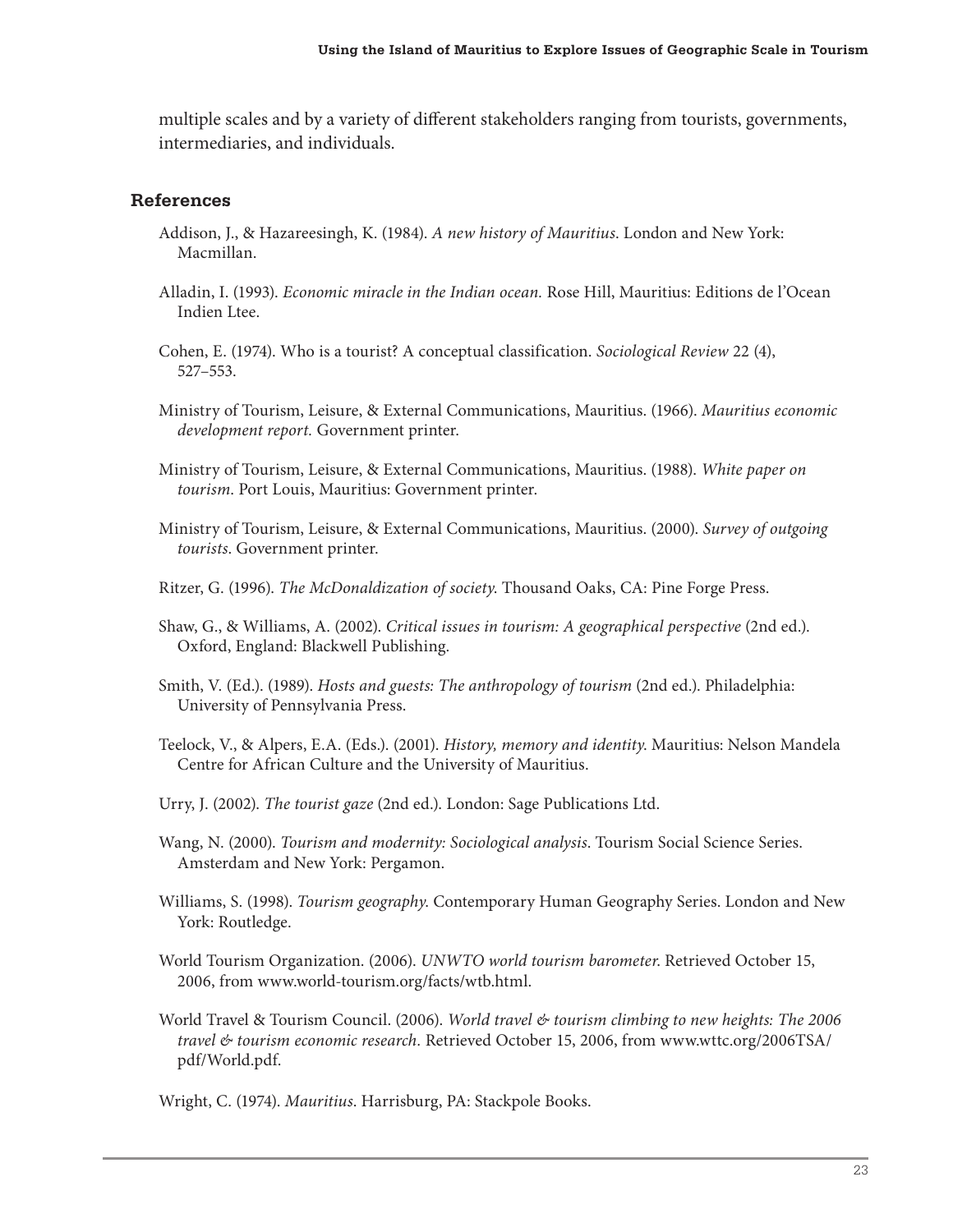multiple scales and by a variety of different stakeholders ranging from tourists, governments, intermediaries, and individuals.

## References

Addison, J., & Hazareesingh, K. (1984). *A new history of Mauritius*. London and New York: Macmillan.

Alladin, I. (1993). *Economic miracle in the Indian ocean.* Rose Hill, Mauritius: Editions de l'Ocean Indien Ltee.

Cohen, E. (1974). Who is a tourist? A conceptual classification. *Sociological Review* 22 (4), 527–553.

Ministry of Tourism, Leisure, & External Communications, Mauritius. (1966). *Mauritius economic development report.* Government printer.

Ministry of Tourism, Leisure, & External Communications, Mauritius. (1988). *White paper on tourism*. Port Louis, Mauritius: Government printer.

Ministry of Tourism, Leisure, & External Communications, Mauritius. (2000). *Survey of outgoing tourists*. Government printer.

Ritzer, G. (1996). *The McDonaldization of society.* Thousand Oaks, CA: Pine Forge Press.

Shaw, G., & Williams, A. (2002). *Critical issues in tourism: A geographical perspective* (2nd ed.). Oxford, England: Blackwell Publishing.

Smith, V. (Ed.). (1989). *Hosts and guests: The anthropology of tourism* (2nd ed.). Philadelphia: University of Pennsylvania Press.

Teelock, V., & Alpers, E.A. (Eds.). (2001). *History, memory and identity.* Mauritius: Nelson Mandela Centre for African Culture and the University of Mauritius.

Urry, J. (2002). *The tourist gaze* (2nd ed.). London: Sage Publications Ltd.

Wang, N. (2000). *Tourism and modernity: Sociological analysis*. Tourism Social Science Series. Amsterdam and New York: Pergamon.

Williams, S. (1998). *Tourism geography.* Contemporary Human Geography Series. London and New York: Routledge.

World Tourism Organization. (2006). *UNWTO world tourism barometer.* Retrieved October 15, 2006, from www.world-tourism.org/facts/wtb.html.

World Travel & Tourism Council. (2006). *World travel & tourism climbing to new heights: The 2006 travel & tourism economic research.* Retrieved October 15, 2006, from www.wttc.org/2006TSA/pdf/World.pdf.

Wright, C. (1974). *Mauritius*. Harrisburg, PA: Stackpole Books.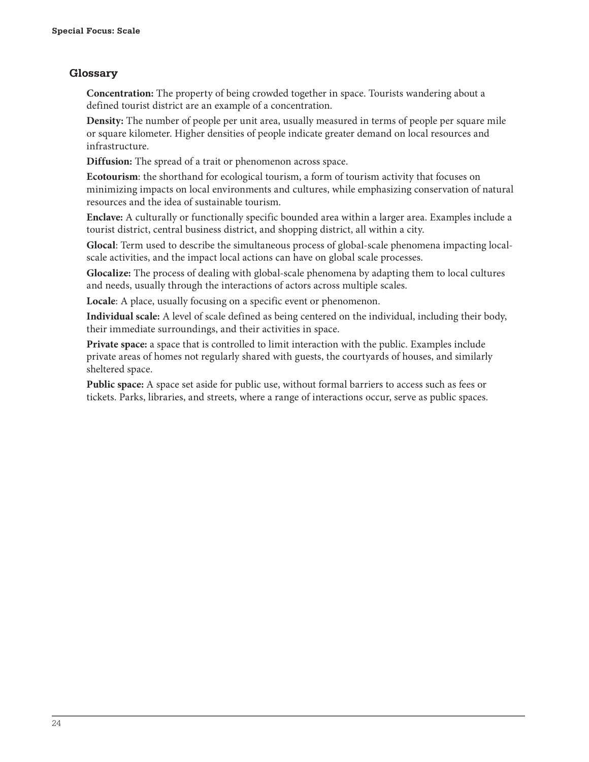## Glossary

**Concentration:** The property of being crowded together in space. Tourists wandering about a defined tourist district are an example of a concentration.

**Density:** The number of people per unit area, usually measured in terms of people per square mile or square kilometer. Higher densities of people indicate greater demand on local resources and infrastructure.

**Diffusion:** The spread of a trait or phenomenon across space.

**Ecotourism**: the shorthand for ecological tourism, a form of tourism activity that focuses on minimizing impacts on local environments and cultures, while emphasizing conservation of natural resources and the idea of sustainable tourism.

**Enclave:** A culturally or functionally specific bounded area within a larger area. Examples include a tourist district, central business district, and shopping district, all within a city.

**Glocal**: Term used to describe the simultaneous process of global-scale phenomena impacting local-scale activities, and the impact local actions can have on global scale processes.

**Glocalize:** The process of dealing with global-scale phenomena by adapting them to local cultures and needs, usually through the interactions of actors across multiple scales.

**Locale**: A place, usually focusing on a specific event or phenomenon.

**Individual scale:** A level of scale defined as being centered on the individual, including their body, their immediate surroundings, and their activities in space.

**Private space:** a space that is controlled to limit interaction with the public. Examples include private areas of homes not regularly shared with guests, the courtyards of houses, and similarly sheltered space.

**Public space:** A space set aside for public use, without formal barriers to access such as fees or tickets. Parks, libraries, and streets, where a range of interactions occur, serve as public spaces.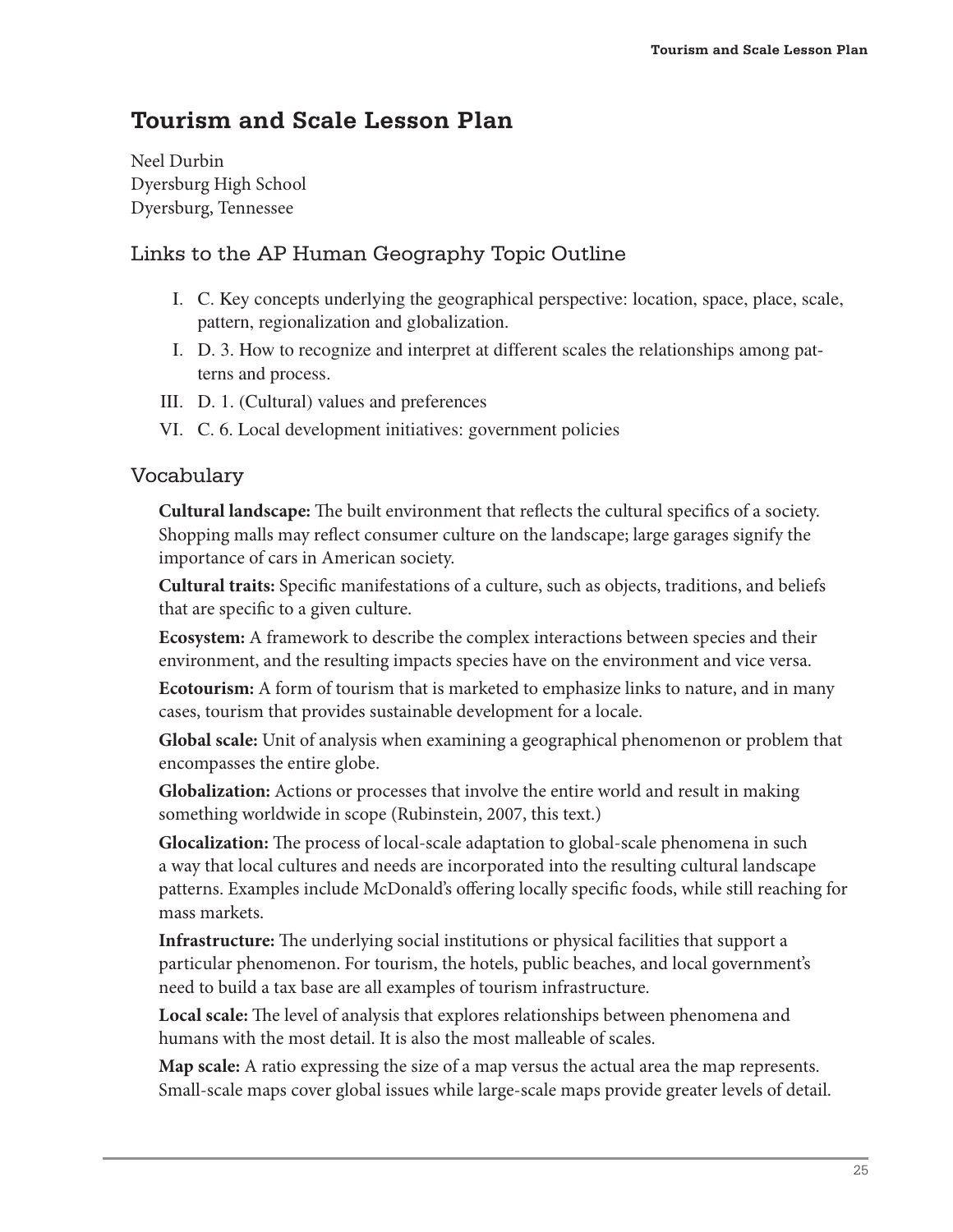# Tourism and Scale Lesson Plan

Neel Durbin
Dyersburg High School
Dyersburg, Tennessee

## Links to the AP Human Geography Topic Outline

I. C. Key concepts underlying the geographical perspective: location, space, place, scale, pattern, regionalization and globalization.

I. D. 3. How to recognize and interpret at different scales the relationships among patterns and process.

III. D. 1. (Cultural) values and preferences

VI. C. 6. Local development initiatives: government policies

## Vocabulary

**Cultural landscape:** The built environment that reflects the cultural specifics of a society. Shopping malls may reflect consumer culture on the landscape; large garages signify the importance of cars in American society.

**Cultural traits:** Specific manifestations of a culture, such as objects, traditions, and beliefs that are specific to a given culture.

**Ecosystem:** A framework to describe the complex interactions between species and their environment, and the resulting impacts species have on the environment and vice versa.

**Ecotourism:** A form of tourism that is marketed to emphasize links to nature, and in many cases, tourism that provides sustainable development for a locale.

**Global scale:** Unit of analysis when examining a geographical phenomenon or problem that encompasses the entire globe.

**Globalization:** Actions or processes that involve the entire world and result in making something worldwide in scope (Rubinstein, 2007, this text.)

**Glocalization:** The process of local-scale adaptation to global-scale phenomena in such a way that local cultures and needs are incorporated into the resulting cultural landscape patterns. Examples include McDonald's offering locally specific foods, while still reaching for mass markets.

**Infrastructure:** The underlying social institutions or physical facilities that support a particular phenomenon. For tourism, the hotels, public beaches, and local government's need to build a tax base are all examples of tourism infrastructure.

**Local scale:** The level of analysis that explores relationships between phenomena and humans with the most detail. It is also the most malleable of scales.

**Map scale:** A ratio expressing the size of a map versus the actual area the map represents. Small-scale maps cover global issues while large-scale maps provide greater levels of detail.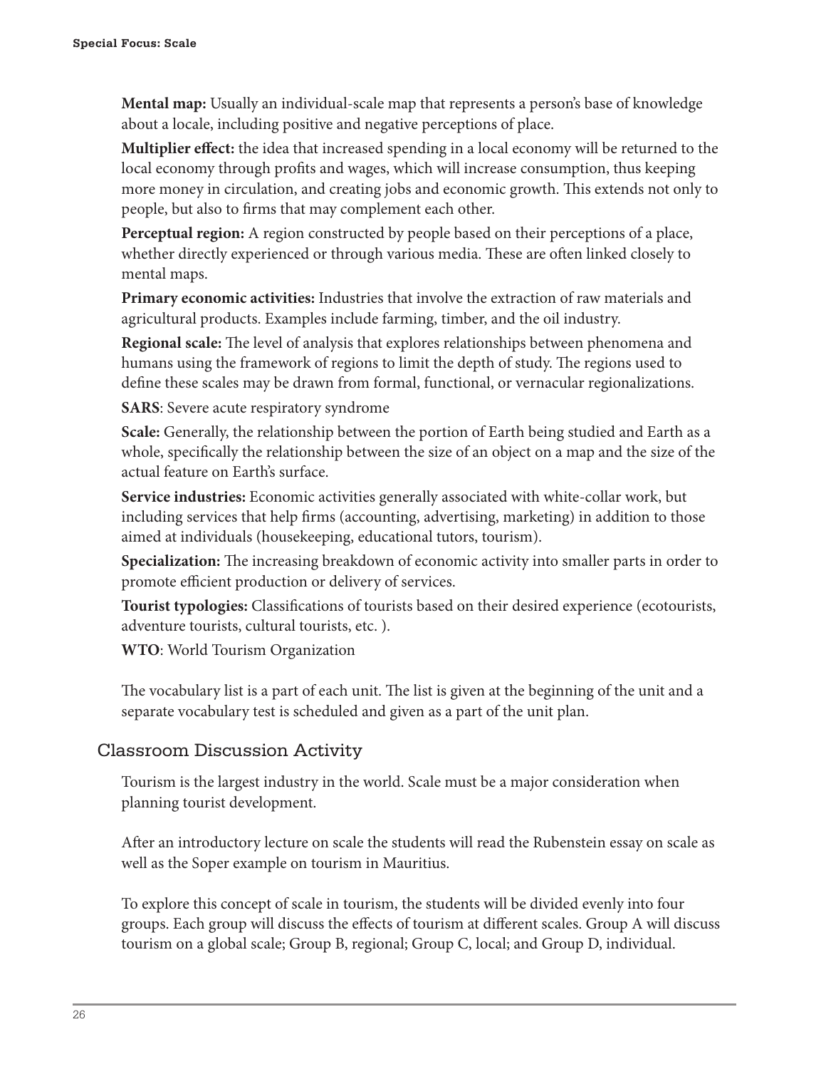**Mental map:** Usually an individual-scale map that represents a person's base of knowledge about a locale, including positive and negative perceptions of place.

**Multiplier effect:** the idea that increased spending in a local economy will be returned to the local economy through profits and wages, which will increase consumption, thus keeping more money in circulation, and creating jobs and economic growth. This extends not only to people, but also to firms that may complement each other.

**Perceptual region:** A region constructed by people based on their perceptions of a place, whether directly experienced or through various media. These are often linked closely to mental maps.

**Primary economic activities:** Industries that involve the extraction of raw materials and agricultural products. Examples include farming, timber, and the oil industry.

**Regional scale:** The level of analysis that explores relationships between phenomena and humans using the framework of regions to limit the depth of study. The regions used to define these scales may be drawn from formal, functional, or vernacular regionalizations.

**SARS**: Severe acute respiratory syndrome

**Scale:** Generally, the relationship between the portion of Earth being studied and Earth as a whole, specifically the relationship between the size of an object on a map and the size of the actual feature on Earth's surface.

**Service industries:** Economic activities generally associated with white-collar work, but including services that help firms (accounting, advertising, marketing) in addition to those aimed at individuals (housekeeping, educational tutors, tourism).

**Specialization:** The increasing breakdown of economic activity into smaller parts in order to promote efficient production or delivery of services.

**Tourist typologies:** Classifications of tourists based on their desired experience (ecotourists, adventure tourists, cultural tourists, etc. ).

**WTO**: World Tourism Organization

The vocabulary list is a part of each unit. The list is given at the beginning of the unit and a separate vocabulary test is scheduled and given as a part of the unit plan.

## Classroom Discussion Activity

Tourism is the largest industry in the world. Scale must be a major consideration when planning tourist development.

After an introductory lecture on scale the students will read the Rubenstein essay on scale as well as the Soper example on tourism in Mauritius.

To explore this concept of scale in tourism, the students will be divided evenly into four groups. Each group will discuss the effects of tourism at different scales. Group A will discuss tourism on a global scale; Group B, regional; Group C, local; and Group D, individual.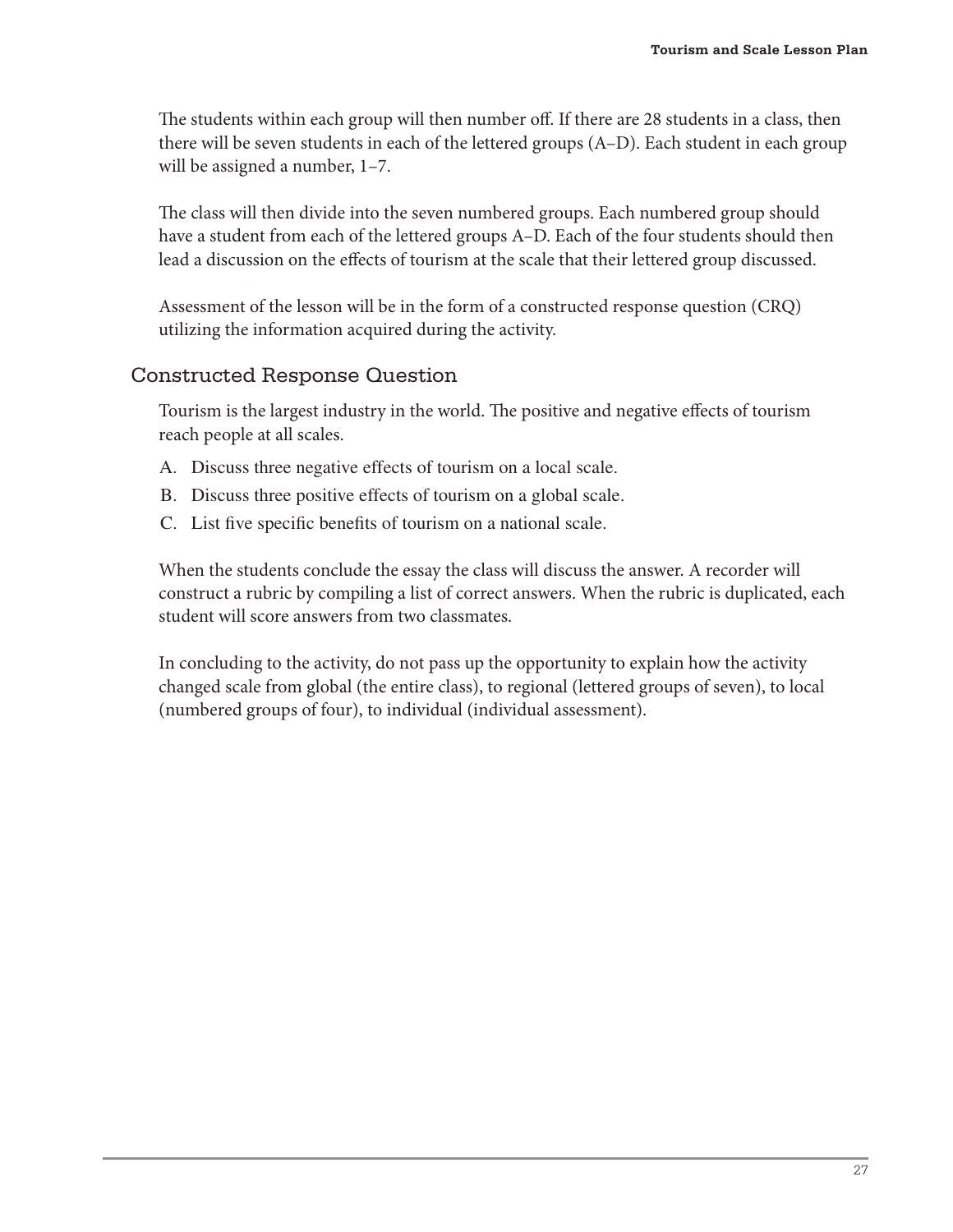The students within each group will then number off. If there are 28 students in a class, then there will be seven students in each of the lettered groups (A–D). Each student in each group will be assigned a number, 1–7.

The class will then divide into the seven numbered groups. Each numbered group should have a student from each of the lettered groups A–D. Each of the four students should then lead a discussion on the effects of tourism at the scale that their lettered group discussed.

Assessment of the lesson will be in the form of a constructed response question (CRQ) utilizing the information acquired during the activity.

## Constructed Response Question

Tourism is the largest industry in the world. The positive and negative effects of tourism reach people at all scales.

A. Discuss three negative effects of tourism on a local scale.
B. Discuss three positive effects of tourism on a global scale.
C. List five specific benefits of tourism on a national scale.

When the students conclude the essay the class will discuss the answer. A recorder will construct a rubric by compiling a list of correct answers. When the rubric is duplicated, each student will score answers from two classmates.

In concluding to the activity, do not pass up the opportunity to explain how the activity changed scale from global (the entire class), to regional (lettered groups of seven), to local (numbered groups of four), to individual (individual assessment).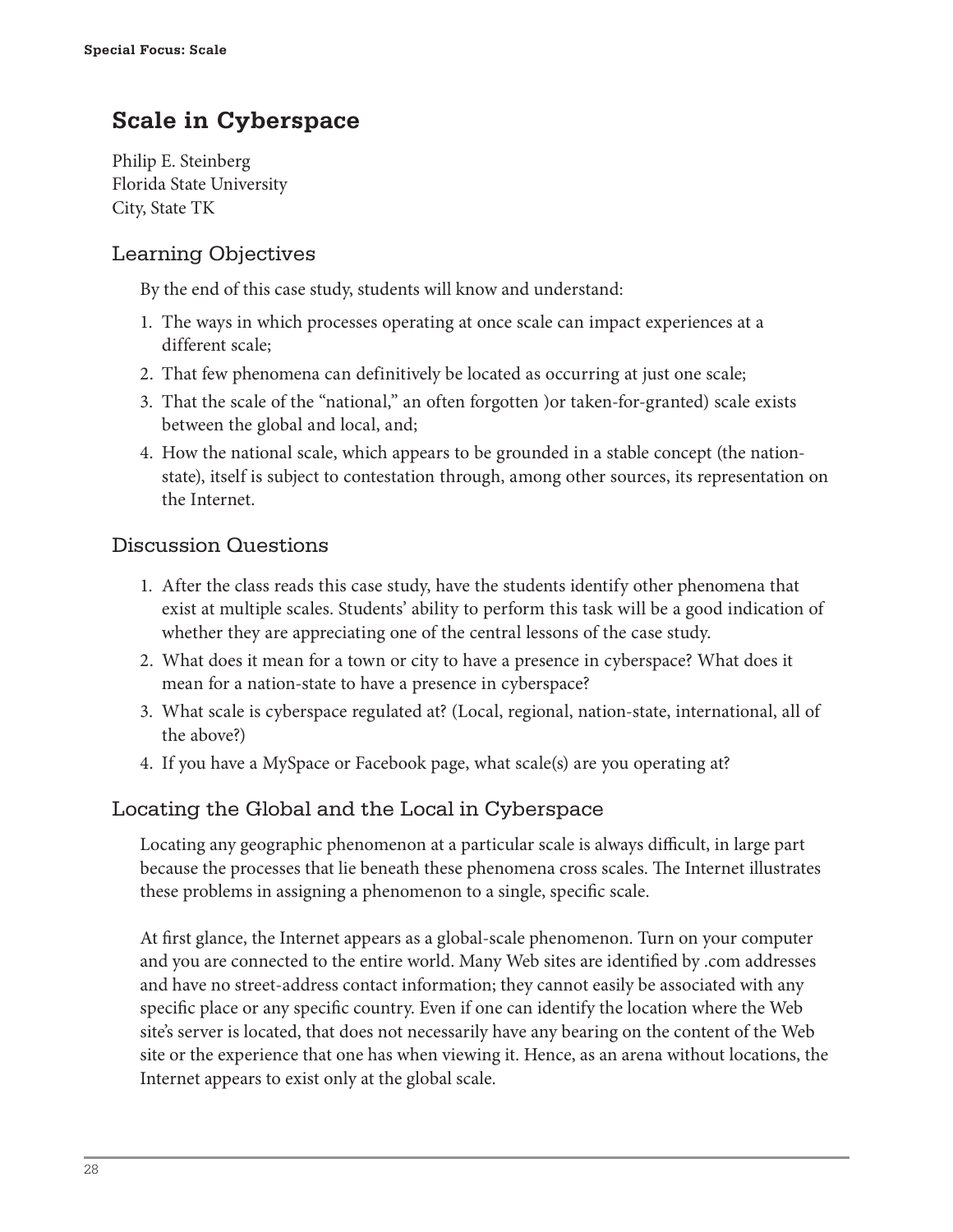# Scale in Cyberspace

Philip E. Steinberg
Florida State University
City, State TK

## Learning Objectives

By the end of this case study, students will know and understand:

1. The ways in which processes operating at once scale can impact experiences at a different scale;
2. That few phenomena can definitively be located as occurring at just one scale;
3. That the scale of the "national," an often forgotten )or taken-for-granted) scale exists between the global and local, and;
4. How the national scale, which appears to be grounded in a stable concept (the nation-state), itself is subject to contestation through, among other sources, its representation on the Internet.

## Discussion Questions

1. After the class reads this case study, have the students identify other phenomena that exist at multiple scales. Students' ability to perform this task will be a good indication of whether they are appreciating one of the central lessons of the case study.
2. What does it mean for a town or city to have a presence in cyberspace? What does it mean for a nation-state to have a presence in cyberspace?
3. What scale is cyberspace regulated at? (Local, regional, nation-state, international, all of the above?)
4. If you have a MySpace or Facebook page, what scale(s) are you operating at?

## Locating the Global and the Local in Cyberspace

Locating any geographic phenomenon at a particular scale is always difficult, in large part because the processes that lie beneath these phenomena cross scales. The Internet illustrates these problems in assigning a phenomenon to a single, specific scale.

At first glance, the Internet appears as a global-scale phenomenon. Turn on your computer and you are connected to the entire world. Many Web sites are identified by .com addresses and have no street-address contact information; they cannot easily be associated with any specific place or any specific country. Even if one can identify the location where the Web site's server is located, that does not necessarily have any bearing on the content of the Web site or the experience that one has when viewing it. Hence, as an arena without locations, the Internet appears to exist only at the global scale.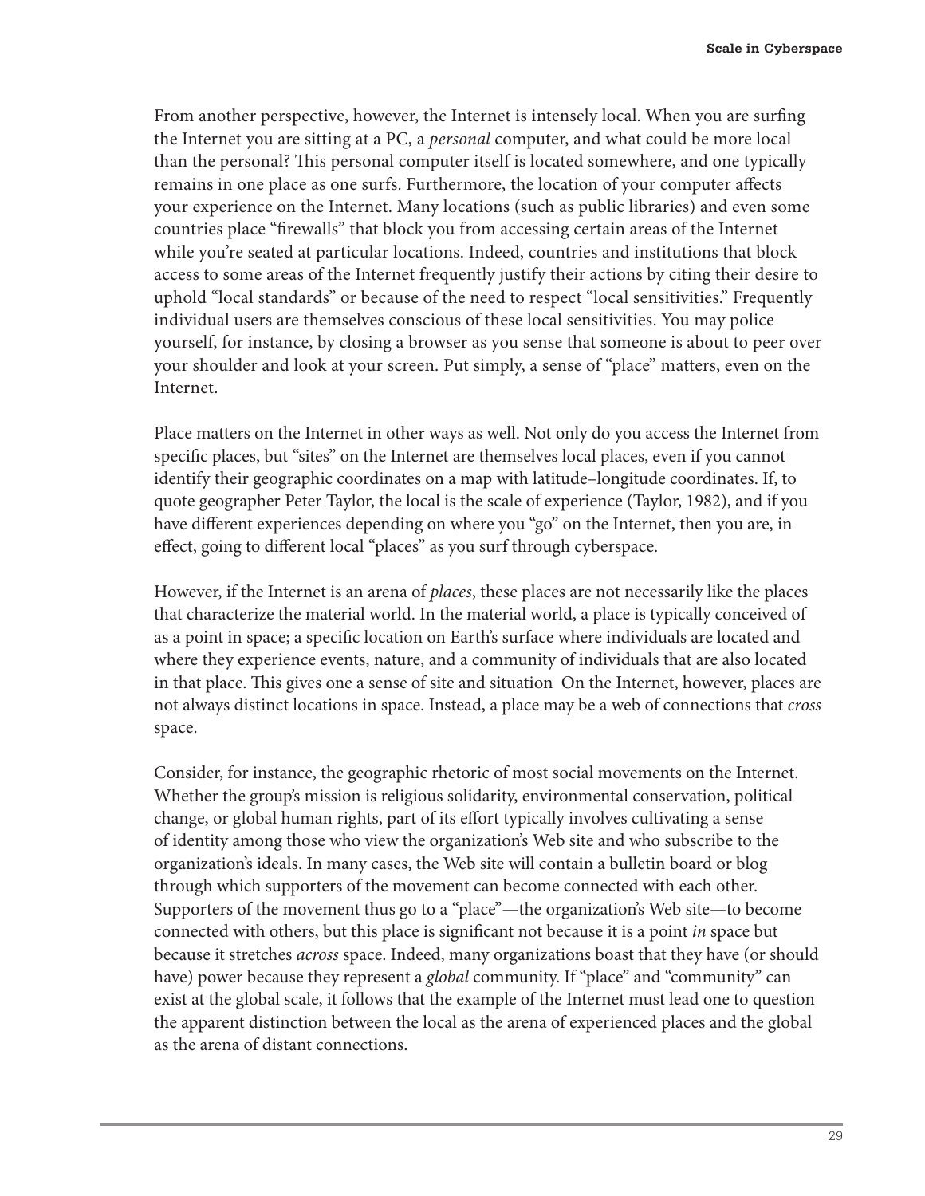From another perspective, however, the Internet is intensely local. When you are surfing the Internet you are sitting at a PC, a *personal* computer, and what could be more local than the personal? This personal computer itself is located somewhere, and one typically remains in one place as one surfs. Furthermore, the location of your computer affects your experience on the Internet. Many locations (such as public libraries) and even some countries place "firewalls" that block you from accessing certain areas of the Internet while you're seated at particular locations. Indeed, countries and institutions that block access to some areas of the Internet frequently justify their actions by citing their desire to uphold "local standards" or because of the need to respect "local sensitivities." Frequently individual users are themselves conscious of these local sensitivities. You may police yourself, for instance, by closing a browser as you sense that someone is about to peer over your shoulder and look at your screen. Put simply, a sense of "place" matters, even on the Internet.

Place matters on the Internet in other ways as well. Not only do you access the Internet from specific places, but "sites" on the Internet are themselves local places, even if you cannot identify their geographic coordinates on a map with latitude–longitude coordinates. If, to quote geographer Peter Taylor, the local is the scale of experience (Taylor, 1982), and if you have different experiences depending on where you "go" on the Internet, then you are, in effect, going to different local "places" as you surf through cyberspace.

However, if the Internet is an arena of *places*, these places are not necessarily like the places that characterize the material world. In the material world, a place is typically conceived of as a point in space; a specific location on Earth's surface where individuals are located and where they experience events, nature, and a community of individuals that are also located in that place. This gives one a sense of site and situation  On the Internet, however, places are not always distinct locations in space. Instead, a place may be a web of connections that *cross* space.

Consider, for instance, the geographic rhetoric of most social movements on the Internet. Whether the group's mission is religious solidarity, environmental conservation, political change, or global human rights, part of its effort typically involves cultivating a sense of identity among those who view the organization's Web site and who subscribe to the organization's ideals. In many cases, the Web site will contain a bulletin board or blog through which supporters of the movement can become connected with each other. Supporters of the movement thus go to a "place"—the organization's Web site—to become connected with others, but this place is significant not because it is a point *in* space but because it stretches *across* space. Indeed, many organizations boast that they have (or should have) power because they represent a *global* community. If "place" and "community" can exist at the global scale, it follows that the example of the Internet must lead one to question the apparent distinction between the local as the arena of experienced places and the global as the arena of distant connections.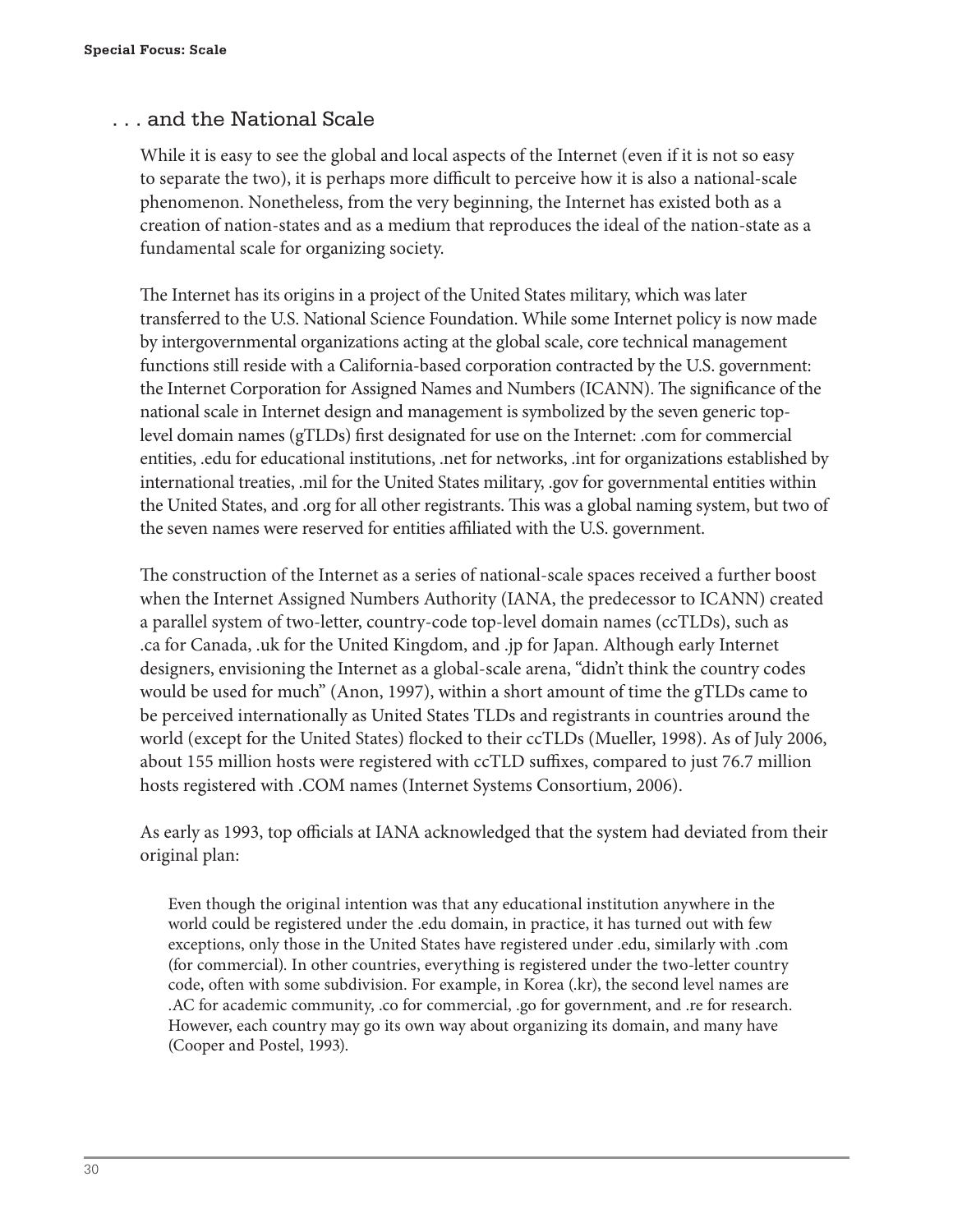## . . . and the National Scale

While it is easy to see the global and local aspects of the Internet (even if it is not so easy to separate the two), it is perhaps more difficult to perceive how it is also a national-scale phenomenon. Nonetheless, from the very beginning, the Internet has existed both as a creation of nation-states and as a medium that reproduces the ideal of the nation-state as a fundamental scale for organizing society.

The Internet has its origins in a project of the United States military, which was later transferred to the U.S. National Science Foundation. While some Internet policy is now made by intergovernmental organizations acting at the global scale, core technical management functions still reside with a California-based corporation contracted by the U.S. government: the Internet Corporation for Assigned Names and Numbers (ICANN). The significance of the national scale in Internet design and management is symbolized by the seven generic top-level domain names (gTLDs) first designated for use on the Internet: .com for commercial entities, .edu for educational institutions, .net for networks, .int for organizations established by international treaties, .mil for the United States military, .gov for governmental entities within the United States, and .org for all other registrants. This was a global naming system, but two of the seven names were reserved for entities affiliated with the U.S. government.

The construction of the Internet as a series of national-scale spaces received a further boost when the Internet Assigned Numbers Authority (IANA, the predecessor to ICANN) created a parallel system of two-letter, country-code top-level domain names (ccTLDs), such as .ca for Canada, .uk for the United Kingdom, and .jp for Japan. Although early Internet designers, envisioning the Internet as a global-scale arena, "didn't think the country codes would be used for much" (Anon, 1997), within a short amount of time the gTLDs came to be perceived internationally as United States TLDs and registrants in countries around the world (except for the United States) flocked to their ccTLDs (Mueller, 1998). As of July 2006, about 155 million hosts were registered with ccTLD suffixes, compared to just 76.7 million hosts registered with .COM names (Internet Systems Consortium, 2006).

As early as 1993, top officials at IANA acknowledged that the system had deviated from their original plan:

> Even though the original intention was that any educational institution anywhere in the world could be registered under the .edu domain, in practice, it has turned out with few exceptions, only those in the United States have registered under .edu, similarly with .com (for commercial). In other countries, everything is registered under the two-letter country code, often with some subdivision. For example, in Korea (.kr), the second level names are .AC for academic community, .co for commercial, .go for government, and .re for research. However, each country may go its own way about organizing its domain, and many have (Cooper and Postel, 1993).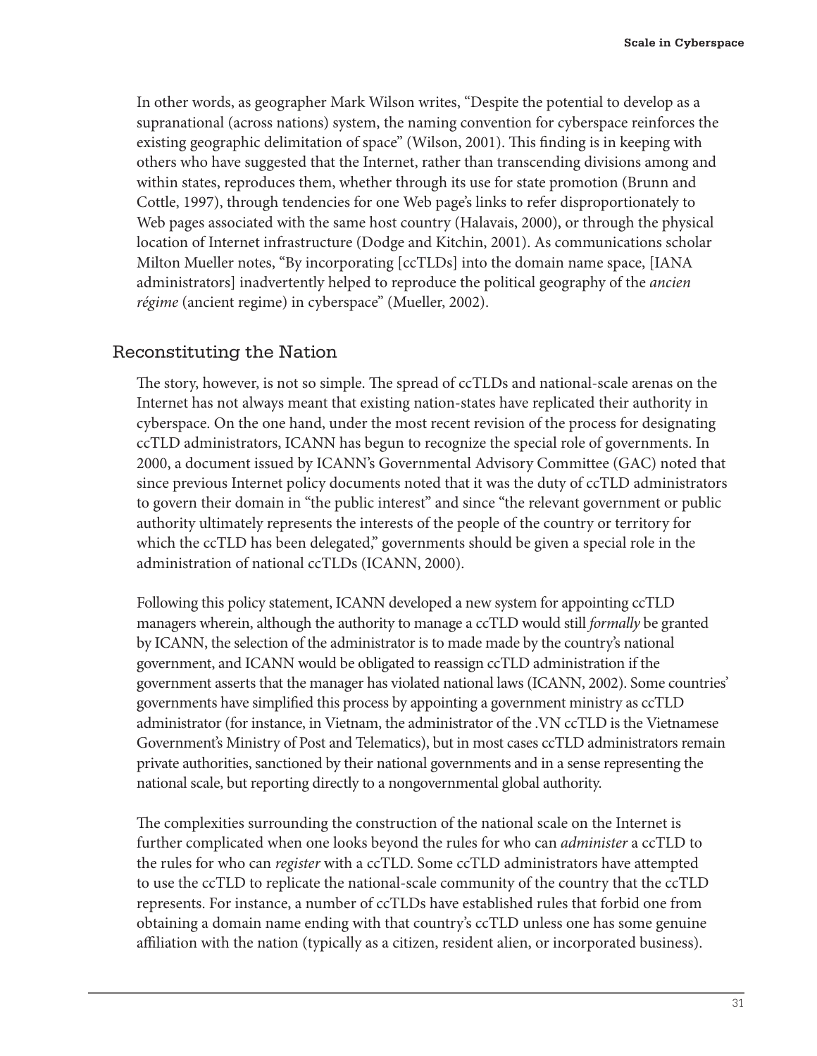In other words, as geographer Mark Wilson writes, "Despite the potential to develop as a supranational (across nations) system, the naming convention for cyberspace reinforces the existing geographic delimitation of space" (Wilson, 2001). This finding is in keeping with others who have suggested that the Internet, rather than transcending divisions among and within states, reproduces them, whether through its use for state promotion (Brunn and Cottle, 1997), through tendencies for one Web page's links to refer disproportionately to Web pages associated with the same host country (Halavais, 2000), or through the physical location of Internet infrastructure (Dodge and Kitchin, 2001). As communications scholar Milton Mueller notes, "By incorporating [ccTLDs] into the domain name space, [IANA administrators] inadvertently helped to reproduce the political geography of the *ancien régime* (ancient regime) in cyberspace" (Mueller, 2002).

## Reconstituting the Nation

The story, however, is not so simple. The spread of ccTLDs and national-scale arenas on the Internet has not always meant that existing nation-states have replicated their authority in cyberspace. On the one hand, under the most recent revision of the process for designating ccTLD administrators, ICANN has begun to recognize the special role of governments. In 2000, a document issued by ICANN's Governmental Advisory Committee (GAC) noted that since previous Internet policy documents noted that it was the duty of ccTLD administrators to govern their domain in "the public interest" and since "the relevant government or public authority ultimately represents the interests of the people of the country or territory for which the ccTLD has been delegated," governments should be given a special role in the administration of national ccTLDs (ICANN, 2000).

Following this policy statement, ICANN developed a new system for appointing ccTLD managers wherein, although the authority to manage a ccTLD would still *formally* be granted by ICANN, the selection of the administrator is to made made by the country's national government, and ICANN would be obligated to reassign ccTLD administration if the government asserts that the manager has violated national laws (ICANN, 2002). Some countries' governments have simplified this process by appointing a government ministry as ccTLD administrator (for instance, in Vietnam, the administrator of the .VN ccTLD is the Vietnamese Government's Ministry of Post and Telematics), but in most cases ccTLD administrators remain private authorities, sanctioned by their national governments and in a sense representing the national scale, but reporting directly to a nongovernmental global authority.

The complexities surrounding the construction of the national scale on the Internet is further complicated when one looks beyond the rules for who can *administer* a ccTLD to the rules for who can *register* with a ccTLD. Some ccTLD administrators have attempted to use the ccTLD to replicate the national-scale community of the country that the ccTLD represents. For instance, a number of ccTLDs have established rules that forbid one from obtaining a domain name ending with that country's ccTLD unless one has some genuine affiliation with the nation (typically as a citizen, resident alien, or incorporated business).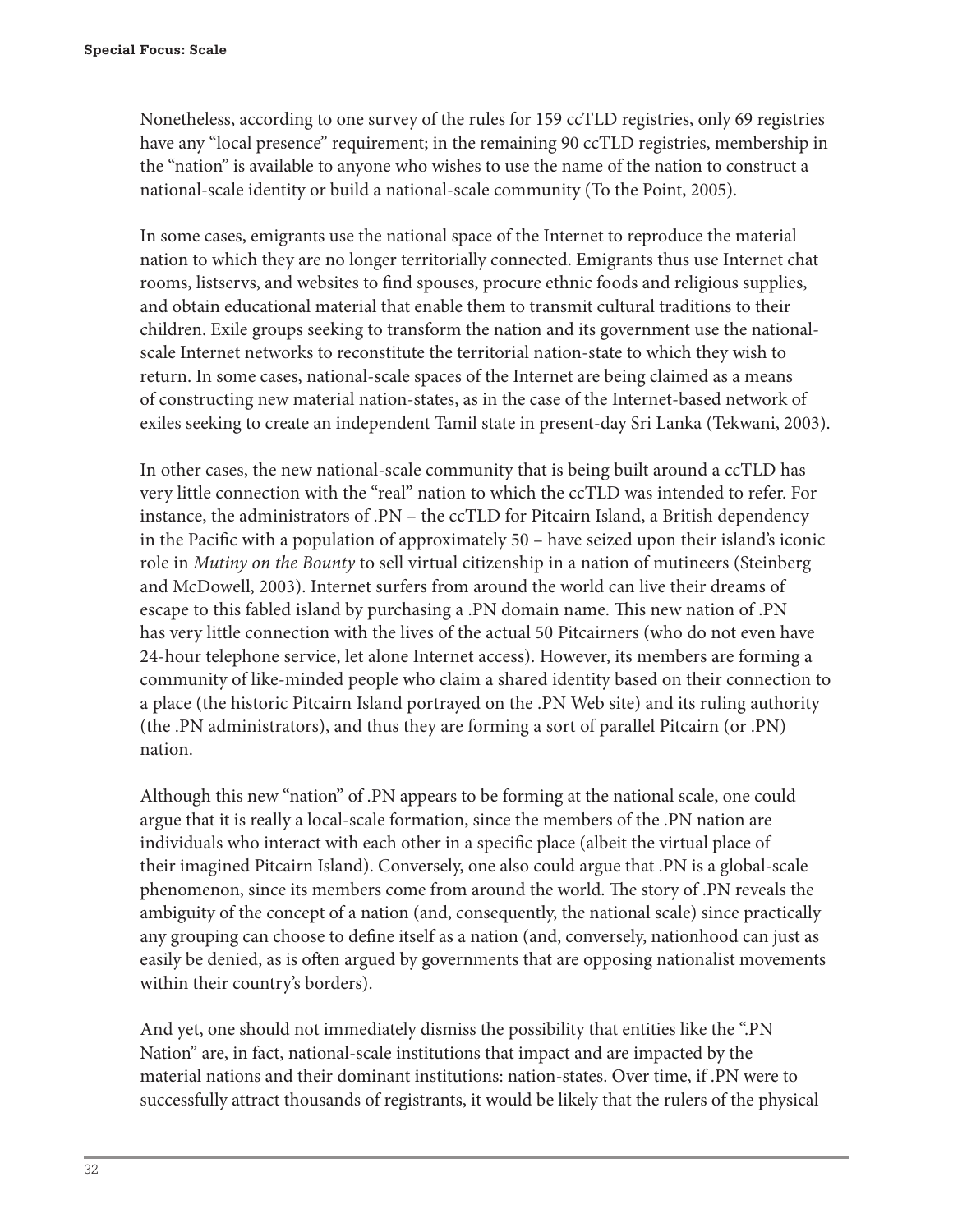Nonetheless, according to one survey of the rules for 159 ccTLD registries, only 69 registries have any "local presence" requirement; in the remaining 90 ccTLD registries, membership in the "nation" is available to anyone who wishes to use the name of the nation to construct a national-scale identity or build a national-scale community (To the Point, 2005).

In some cases, emigrants use the national space of the Internet to reproduce the material nation to which they are no longer territorially connected. Emigrants thus use Internet chat rooms, listservs, and websites to find spouses, procure ethnic foods and religious supplies, and obtain educational material that enable them to transmit cultural traditions to their children. Exile groups seeking to transform the nation and its government use the national-scale Internet networks to reconstitute the territorial nation-state to which they wish to return. In some cases, national-scale spaces of the Internet are being claimed as a means of constructing new material nation-states, as in the case of the Internet-based network of exiles seeking to create an independent Tamil state in present-day Sri Lanka (Tekwani, 2003).

In other cases, the new national-scale community that is being built around a ccTLD has very little connection with the "real" nation to which the ccTLD was intended to refer. For instance, the administrators of .PN – the ccTLD for Pitcairn Island, a British dependency in the Pacific with a population of approximately 50 – have seized upon their island's iconic role in *Mutiny on the Bounty* to sell virtual citizenship in a nation of mutineers (Steinberg and McDowell, 2003). Internet surfers from around the world can live their dreams of escape to this fabled island by purchasing a .PN domain name. This new nation of .PN has very little connection with the lives of the actual 50 Pitcairners (who do not even have 24-hour telephone service, let alone Internet access). However, its members are forming a community of like-minded people who claim a shared identity based on their connection to a place (the historic Pitcairn Island portrayed on the .PN Web site) and its ruling authority (the .PN administrators), and thus they are forming a sort of parallel Pitcairn (or .PN) nation.

Although this new "nation" of .PN appears to be forming at the national scale, one could argue that it is really a local-scale formation, since the members of the .PN nation are individuals who interact with each other in a specific place (albeit the virtual place of their imagined Pitcairn Island). Conversely, one also could argue that .PN is a global-scale phenomenon, since its members come from around the world. The story of .PN reveals the ambiguity of the concept of a nation (and, consequently, the national scale) since practically any grouping can choose to define itself as a nation (and, conversely, nationhood can just as easily be denied, as is often argued by governments that are opposing nationalist movements within their country's borders).

And yet, one should not immediately dismiss the possibility that entities like the ".PN Nation" are, in fact, national-scale institutions that impact and are impacted by the material nations and their dominant institutions: nation-states. Over time, if .PN were to successfully attract thousands of registrants, it would be likely that the rulers of the physical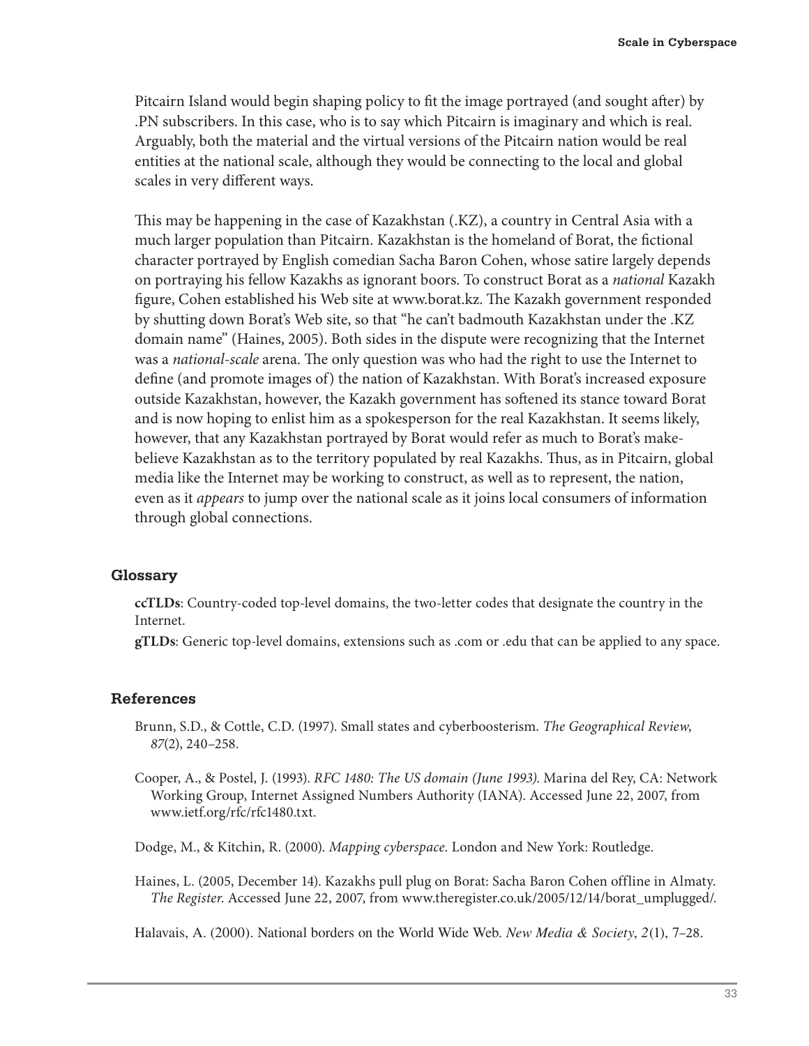Pitcairn Island would begin shaping policy to fit the image portrayed (and sought after) by .PN subscribers. In this case, who is to say which Pitcairn is imaginary and which is real. Arguably, both the material and the virtual versions of the Pitcairn nation would be real entities at the national scale, although they would be connecting to the local and global scales in very different ways.

This may be happening in the case of Kazakhstan (.KZ), a country in Central Asia with a much larger population than Pitcairn. Kazakhstan is the homeland of Borat, the fictional character portrayed by English comedian Sacha Baron Cohen, whose satire largely depends on portraying his fellow Kazakhs as ignorant boors. To construct Borat as a *national* Kazakh figure, Cohen established his Web site at www.borat.kz. The Kazakh government responded by shutting down Borat's Web site, so that "he can't badmouth Kazakhstan under the .KZ domain name" (Haines, 2005). Both sides in the dispute were recognizing that the Internet was a *national-scale* arena. The only question was who had the right to use the Internet to define (and promote images of) the nation of Kazakhstan. With Borat's increased exposure outside Kazakhstan, however, the Kazakh government has softened its stance toward Borat and is now hoping to enlist him as a spokesperson for the real Kazakhstan. It seems likely, however, that any Kazakhstan portrayed by Borat would refer as much to Borat's make-believe Kazakhstan as to the territory populated by real Kazakhs. Thus, as in Pitcairn, global media like the Internet may be working to construct, as well as to represent, the nation, even as it *appears* to jump over the national scale as it joins local consumers of information through global connections.

## Glossary

**ccTLDs**: Country-coded top-level domains, the two-letter codes that designate the country in the Internet.

**gTLDs**: Generic top-level domains, extensions such as .com or .edu that can be applied to any space.

## References

Brunn, S.D., & Cottle, C.D. (1997). Small states and cyberboosterism. *The Geographical Review*, *87*(2), 240–258.

Cooper, A., & Postel, J. (1993). *RFC 1480: The US domain (June 1993)*. Marina del Rey, CA: Network Working Group, Internet Assigned Numbers Authority (IANA). Accessed June 22, 2007, from www.ietf.org/rfc/rfc1480.txt.

Dodge, M., & Kitchin, R. (2000). *Mapping cyberspace*. London and New York: Routledge.

Haines, L. (2005, December 14). Kazakhs pull plug on Borat: Sacha Baron Cohen offline in Almaty. *The Register*. Accessed June 22, 2007, from www.theregister.co.uk/2005/12/14/borat_umplugged/.

Halavais, A. (2000). National borders on the World Wide Web. *New Media & Society*, *2*(1), 7–28.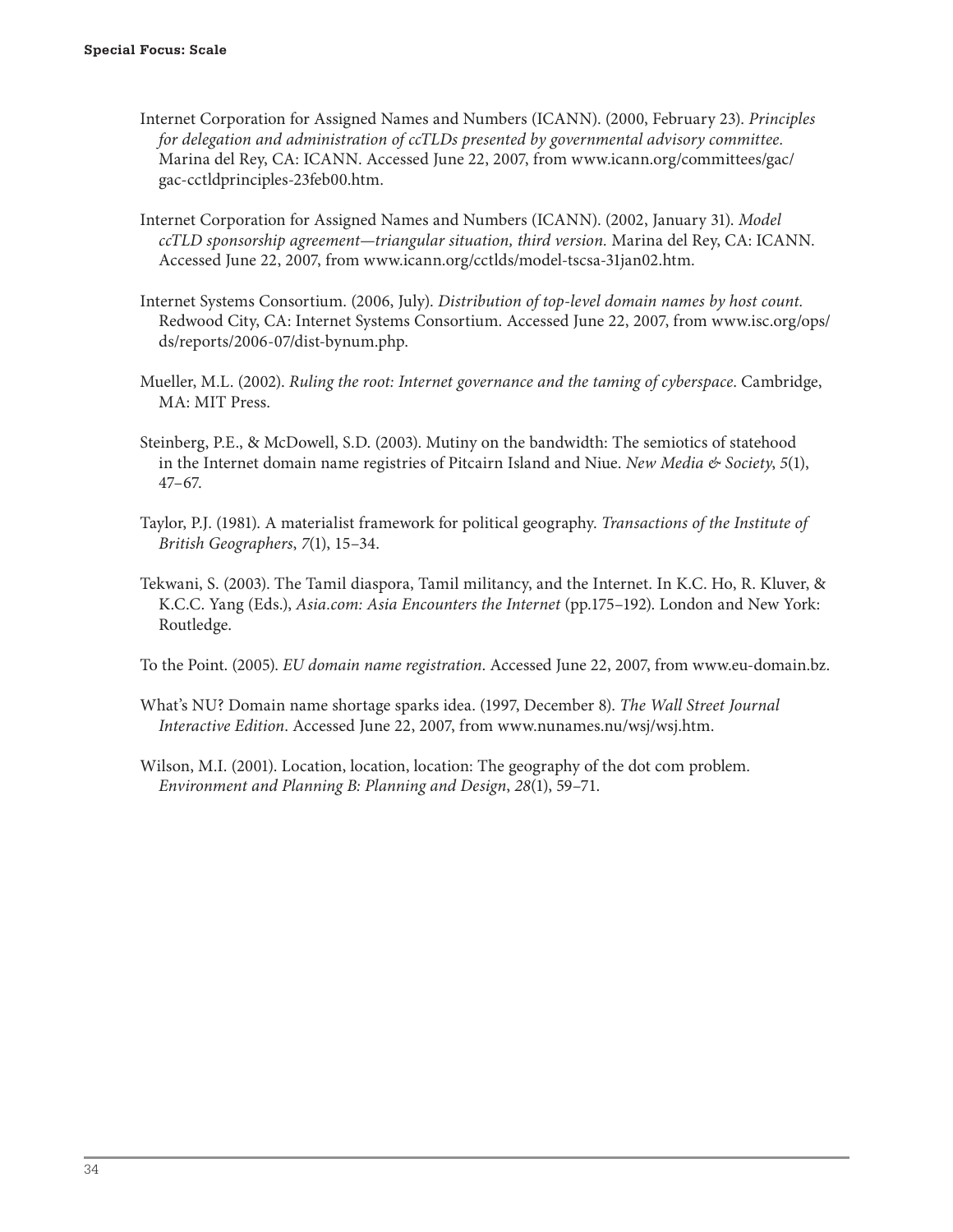Internet Corporation for Assigned Names and Numbers (ICANN). (2000, February 23). *Principles for delegation and administration of ccTLDs presented by governmental advisory committee.* Marina del Rey, CA: ICANN. Accessed June 22, 2007, from www.icann.org/committees/gac/gac-cctldprinciples-23feb00.htm.

Internet Corporation for Assigned Names and Numbers (ICANN). (2002, January 31). *Model ccTLD sponsorship agreement—triangular situation, third version.* Marina del Rey, CA: ICANN. Accessed June 22, 2007, from www.icann.org/cctlds/model-tscsa-31jan02.htm.

Internet Systems Consortium. (2006, July). *Distribution of top-level domain names by host count.* Redwood City, CA: Internet Systems Consortium. Accessed June 22, 2007, from www.isc.org/ops/ds/reports/2006-07/dist-bynum.php.

Mueller, M.L. (2002). *Ruling the root: Internet governance and the taming of cyberspace.* Cambridge, MA: MIT Press.

Steinberg, P.E., & McDowell, S.D. (2003). Mutiny on the bandwidth: The semiotics of statehood in the Internet domain name registries of Pitcairn Island and Niue. *New Media & Society*, *5*(1), 47–67.

Taylor, P.J. (1981). A materialist framework for political geography. *Transactions of the Institute of British Geographers*, *7*(1), 15–34.

Tekwani, S. (2003). The Tamil diaspora, Tamil militancy, and the Internet. In K.C. Ho, R. Kluver, & K.C.C. Yang (Eds.), *Asia.com: Asia Encounters the Internet* (pp.175–192). London and New York: Routledge.

To the Point. (2005). *EU domain name registration.* Accessed June 22, 2007, from www.eu-domain.bz.

What's NU? Domain name shortage sparks idea. (1997, December 8). *The Wall Street Journal Interactive Edition.* Accessed June 22, 2007, from www.nunames.nu/wsj/wsj.htm.

Wilson, M.I. (2001). Location, location, location: The geography of the dot com problem. *Environment and Planning B: Planning and Design*, *28*(1), 59–71.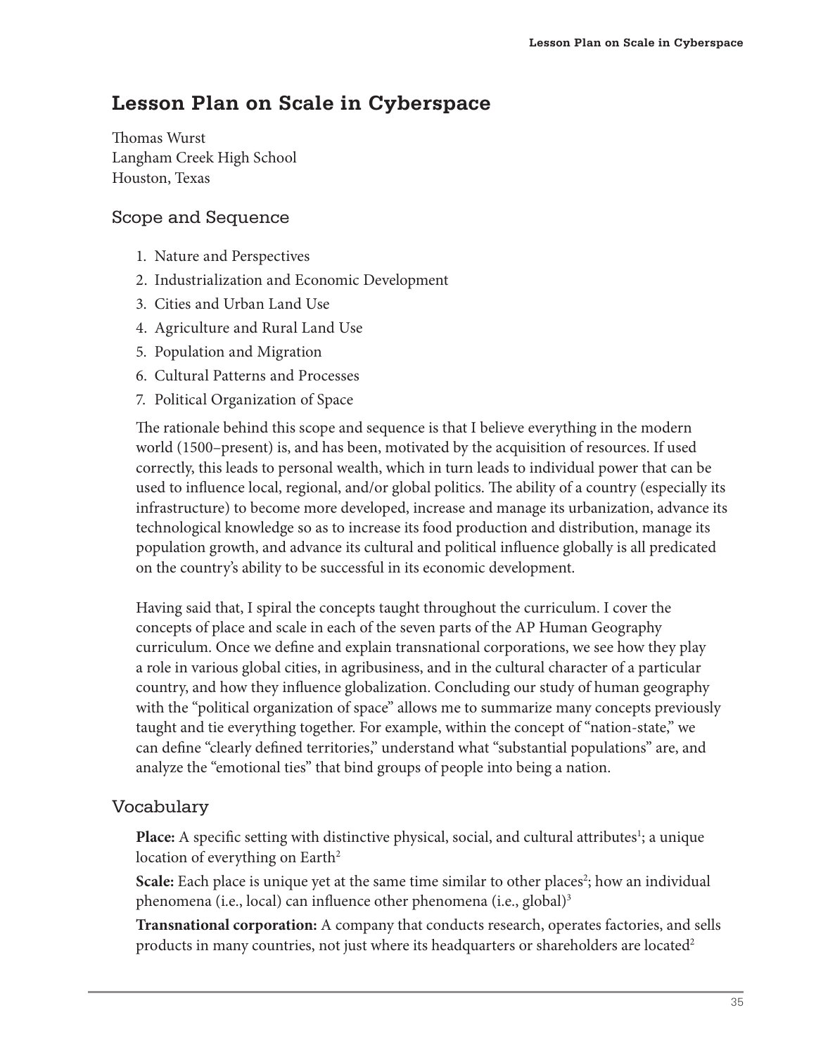# Lesson Plan on Scale in Cyberspace

Thomas Wurst
Langham Creek High School
Houston, Texas

## Scope and Sequence

1. Nature and Perspectives
2. Industrialization and Economic Development
3. Cities and Urban Land Use
4. Agriculture and Rural Land Use
5. Population and Migration
6. Cultural Patterns and Processes
7. Political Organization of Space

The rationale behind this scope and sequence is that I believe everything in the modern world (1500–present) is, and has been, motivated by the acquisition of resources. If used correctly, this leads to personal wealth, which in turn leads to individual power that can be used to influence local, regional, and/or global politics. The ability of a country (especially its infrastructure) to become more developed, increase and manage its urbanization, advance its technological knowledge so as to increase its food production and distribution, manage its population growth, and advance its cultural and political influence globally is all predicated on the country's ability to be successful in its economic development.

Having said that, I spiral the concepts taught throughout the curriculum. I cover the concepts of place and scale in each of the seven parts of the AP Human Geography curriculum. Once we define and explain transnational corporations, we see how they play a role in various global cities, in agribusiness, and in the cultural character of a particular country, and how they influence globalization. Concluding our study of human geography with the "political organization of space" allows me to summarize many concepts previously taught and tie everything together. For example, within the concept of "nation-state," we can define "clearly defined territories," understand what "substantial populations" are, and analyze the "emotional ties" that bind groups of people into being a nation.

## Vocabulary

**Place:** A specific setting with distinctive physical, social, and cultural attributes[1]; a unique location of everything on Earth[2]

**Scale:** Each place is unique yet at the same time similar to other places[2]; how an individual phenomena (i.e., local) can influence other phenomena (i.e., global)[3]

**Transnational corporation:** A company that conducts research, operates factories, and sells products in many countries, not just where its headquarters or shareholders are located[2]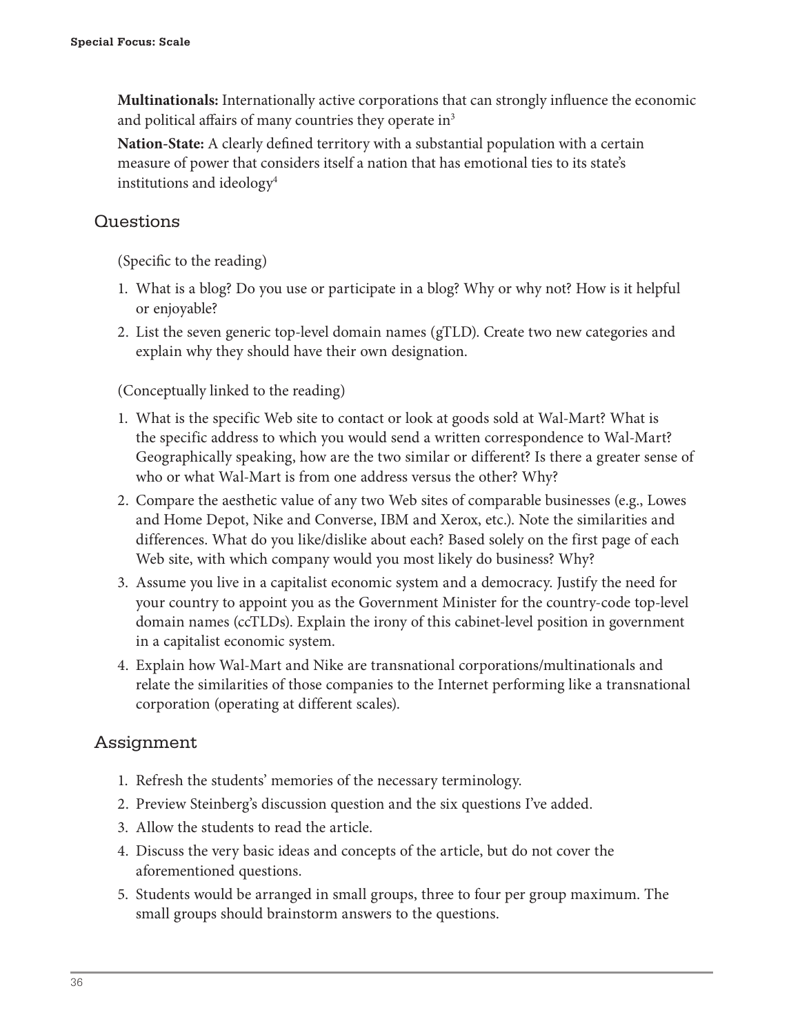**Multinationals:** Internationally active corporations that can strongly influence the economic and political affairs of many countries they operate in[3]

**Nation-State:** A clearly defined territory with a substantial population with a certain measure of power that considers itself a nation that has emotional ties to its state's institutions and ideology[4]

## Questions

(Specific to the reading)

1. What is a blog? Do you use or participate in a blog? Why or why not? How is it helpful or enjoyable?
2. List the seven generic top-level domain names (gTLD). Create two new categories and explain why they should have their own designation.

(Conceptually linked to the reading)

1. What is the specific Web site to contact or look at goods sold at Wal-Mart? What is the specific address to which you would send a written correspondence to Wal-Mart? Geographically speaking, how are the two similar or different? Is there a greater sense of who or what Wal-Mart is from one address versus the other? Why?
2. Compare the aesthetic value of any two Web sites of comparable businesses (e.g., Lowes and Home Depot, Nike and Converse, IBM and Xerox, etc.). Note the similarities and differences. What do you like/dislike about each? Based solely on the first page of each Web site, with which company would you most likely do business? Why?
3. Assume you live in a capitalist economic system and a democracy. Justify the need for your country to appoint you as the Government Minister for the country-code top-level domain names (ccTLDs). Explain the irony of this cabinet-level position in government in a capitalist economic system.
4. Explain how Wal-Mart and Nike are transnational corporations/multinationals and relate the similarities of those companies to the Internet performing like a transnational corporation (operating at different scales).

## Assignment

1. Refresh the students' memories of the necessary terminology.
2. Preview Steinberg's discussion question and the six questions I've added.
3. Allow the students to read the article.
4. Discuss the very basic ideas and concepts of the article, but do not cover the aforementioned questions.
5. Students would be arranged in small groups, three to four per group maximum. The small groups should brainstorm answers to the questions.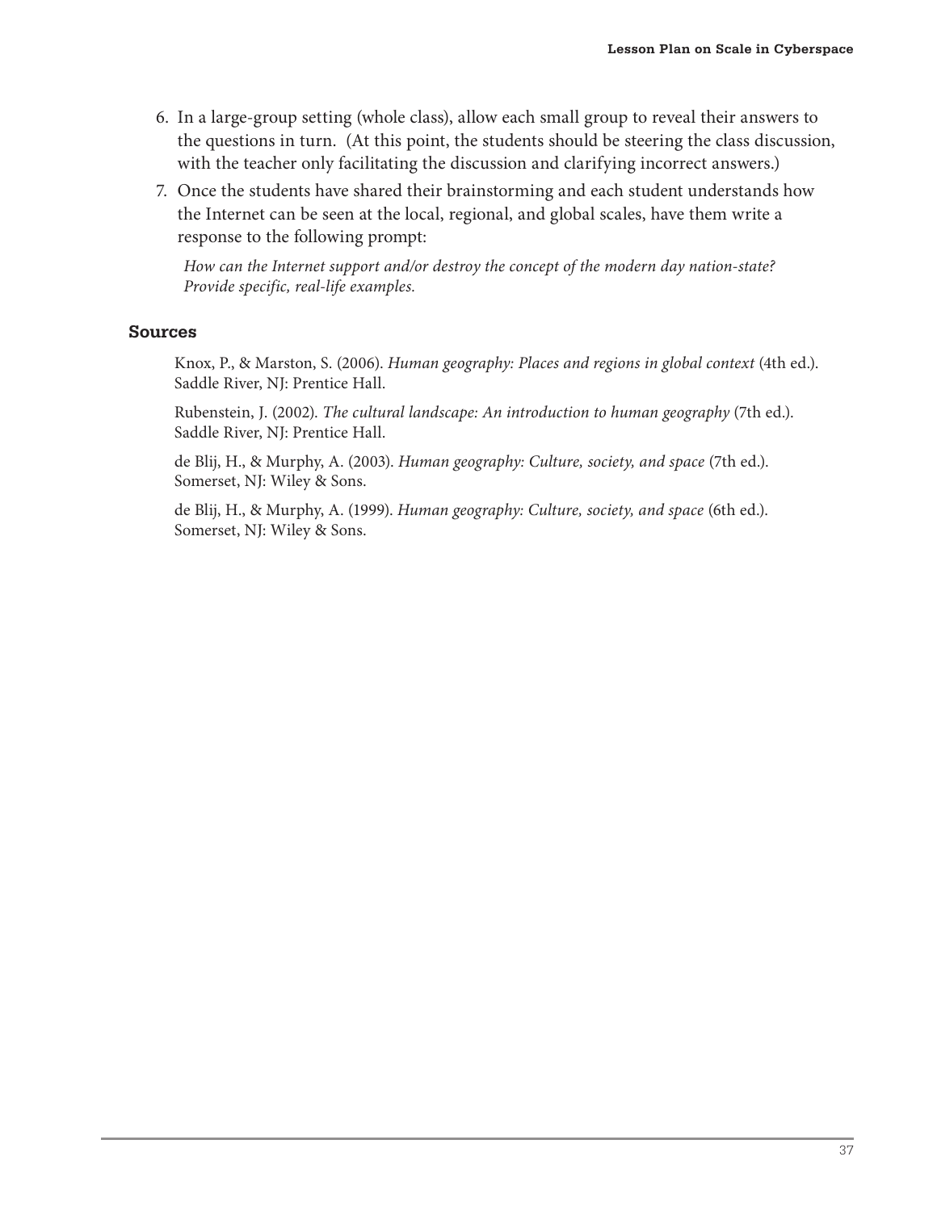6. In a large-group setting (whole class), allow each small group to reveal their answers to the questions in turn. (At this point, the students should be steering the class discussion, with the teacher only facilitating the discussion and clarifying incorrect answers.)
7. Once the students have shared their brainstorming and each student understands how the Internet can be seen at the local, regional, and global scales, have them write a response to the following prompt:

   *How can the Internet support and/or destroy the concept of the modern day nation-state? Provide specific, real-life examples.*

### Sources

Knox, P., & Marston, S. (2006). *Human geography: Places and regions in global context* (4th ed.). Saddle River, NJ: Prentice Hall.

Rubenstein, J. (2002). *The cultural landscape: An introduction to human geography* (7th ed.). Saddle River, NJ: Prentice Hall.

de Blij, H., & Murphy, A. (2003). *Human geography: Culture, society, and space* (7th ed.). Somerset, NJ: Wiley & Sons.

de Blij, H., & Murphy, A. (1999). *Human geography: Culture, society, and space* (6th ed.). Somerset, NJ: Wiley & Sons.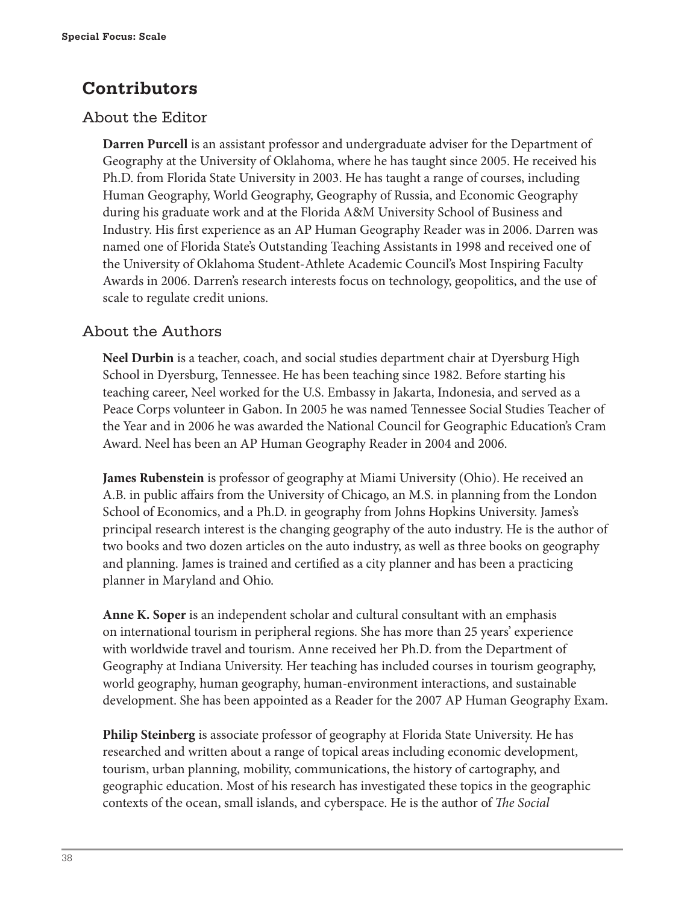## Contributors

### About the Editor

**Darren Purcell** is an assistant professor and undergraduate adviser for the Department of Geography at the University of Oklahoma, where he has taught since 2005. He received his Ph.D. from Florida State University in 2003. He has taught a range of courses, including Human Geography, World Geography, Geography of Russia, and Economic Geography during his graduate work and at the Florida A&M University School of Business and Industry. His first experience as an AP Human Geography Reader was in 2006. Darren was named one of Florida State's Outstanding Teaching Assistants in 1998 and received one of the University of Oklahoma Student-Athlete Academic Council's Most Inspiring Faculty Awards in 2006. Darren's research interests focus on technology, geopolitics, and the use of scale to regulate credit unions.

### About the Authors

**Neel Durbin** is a teacher, coach, and social studies department chair at Dyersburg High School in Dyersburg, Tennessee. He has been teaching since 1982. Before starting his teaching career, Neel worked for the U.S. Embassy in Jakarta, Indonesia, and served as a Peace Corps volunteer in Gabon. In 2005 he was named Tennessee Social Studies Teacher of the Year and in 2006 he was awarded the National Council for Geographic Education's Cram Award. Neel has been an AP Human Geography Reader in 2004 and 2006.

**James Rubenstein** is professor of geography at Miami University (Ohio). He received an A.B. in public affairs from the University of Chicago, an M.S. in planning from the London School of Economics, and a Ph.D. in geography from Johns Hopkins University. James's principal research interest is the changing geography of the auto industry. He is the author of two books and two dozen articles on the auto industry, as well as three books on geography and planning. James is trained and certified as a city planner and has been a practicing planner in Maryland and Ohio.

**Anne K. Soper** is an independent scholar and cultural consultant with an emphasis on international tourism in peripheral regions. She has more than 25 years' experience with worldwide travel and tourism. Anne received her Ph.D. from the Department of Geography at Indiana University. Her teaching has included courses in tourism geography, world geography, human geography, human-environment interactions, and sustainable development. She has been appointed as a Reader for the 2007 AP Human Geography Exam.

**Philip Steinberg** is associate professor of geography at Florida State University. He has researched and written about a range of topical areas including economic development, tourism, urban planning, mobility, communications, the history of cartography, and geographic education. Most of his research has investigated these topics in the geographic contexts of the ocean, small islands, and cyberspace. He is the author of *The Social*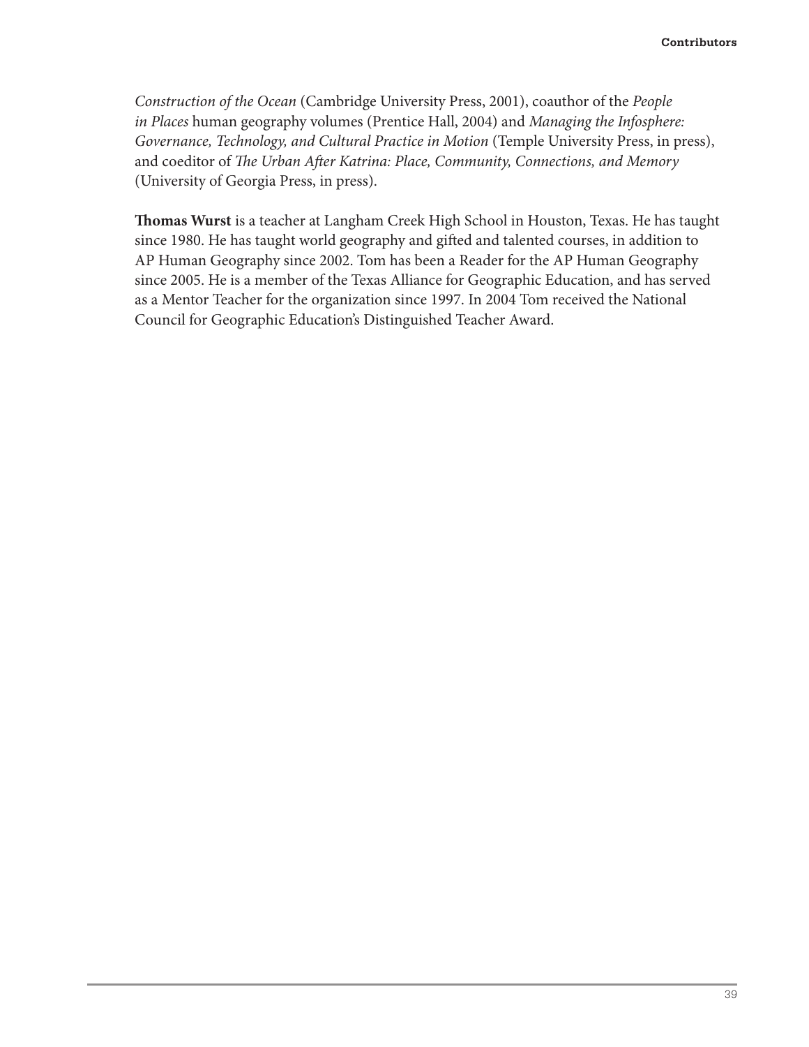*Construction of the Ocean* (Cambridge University Press, 2001), coauthor of the *People in Places* human geography volumes (Prentice Hall, 2004) and *Managing the Infosphere: Governance, Technology, and Cultural Practice in Motion* (Temple University Press, in press), and coeditor of *The Urban After Katrina: Place, Community, Connections, and Memory* (University of Georgia Press, in press).

**Thomas Wurst** is a teacher at Langham Creek High School in Houston, Texas. He has taught since 1980. He has taught world geography and gifted and talented courses, in addition to AP Human Geography since 2002. Tom has been a Reader for the AP Human Geography since 2005. He is a member of the Texas Alliance for Geographic Education, and has served as a Mentor Teacher for the organization since 1997. In 2004 Tom received the National Council for Geographic Education's Distinguished Teacher Award.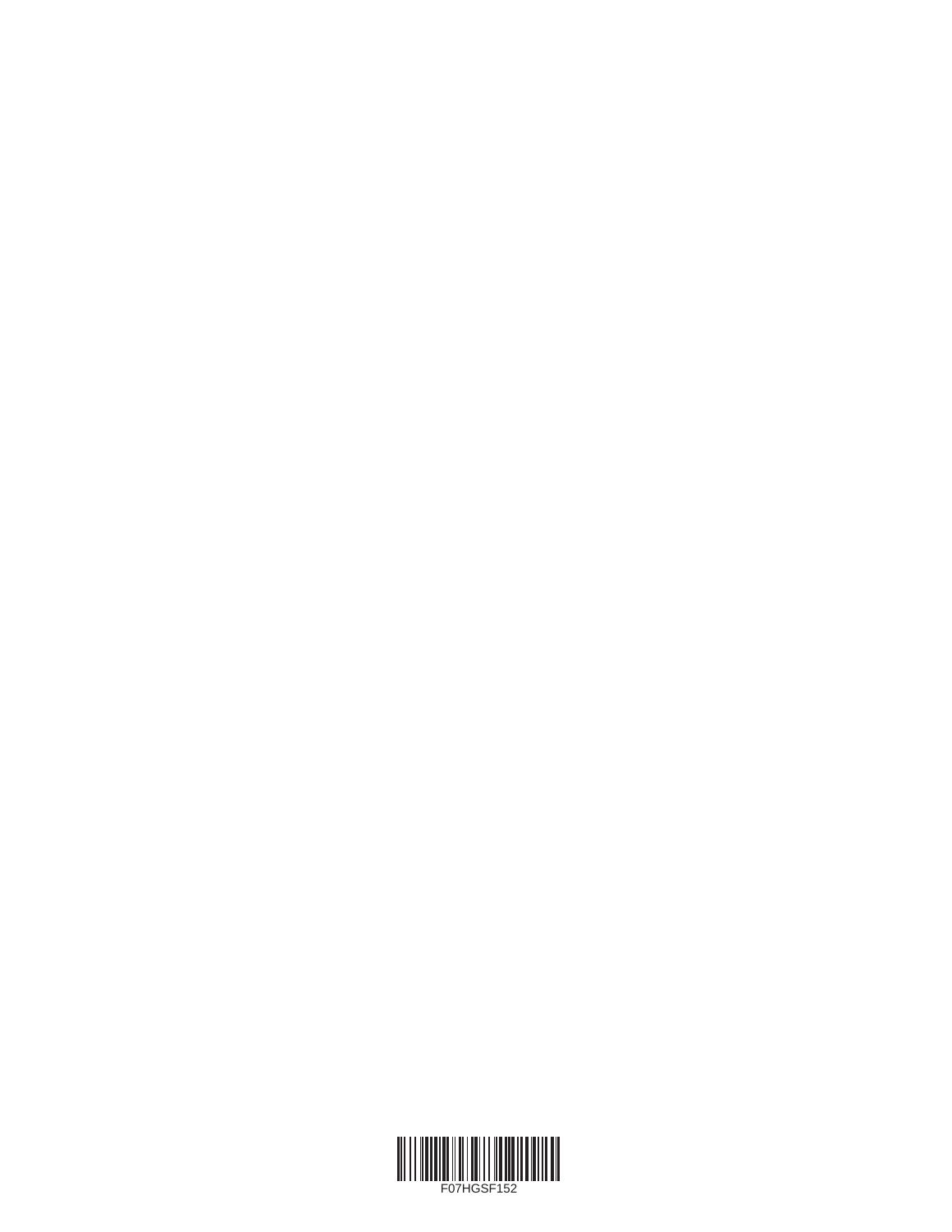F07HGSF152